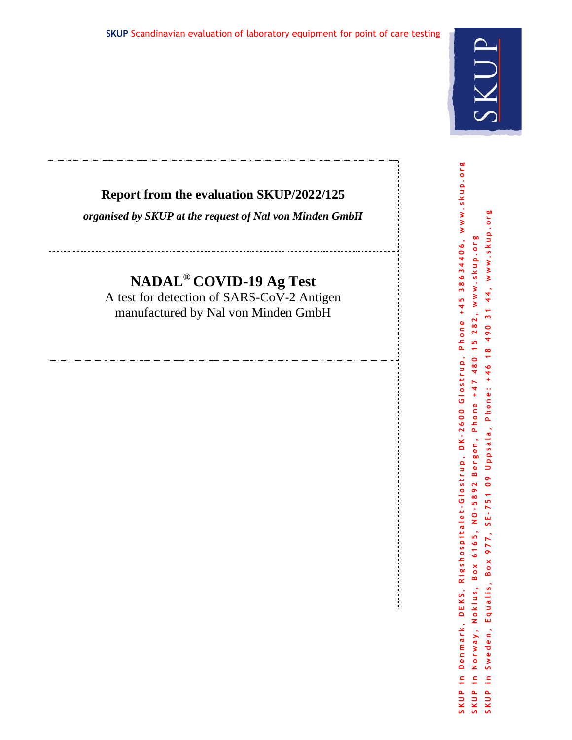**SKUP** Scandinavian evaluation of laboratory equipment for point of care testing

# Report from the evaluation SKUP/2022/125

***organised by SKUP at the request of Nal von Minden GmbH***

# NADAL® COVID-19 Ag Test

A test for detection of SARS-CoV-2 Antigen
manufactured by Nal von Minden GmbH

SKUP in Denmark, DEKS, Rigshospitalet-Glostrup, DK-2600 Glostrup, Phone +45 38634406, www.skup.org
SKUP in Norway, Noklus, Box 6165, NO-5892 Bergen, Phone +47 480 15 282, www.skup.org
SKUP in Sweden, Equalis, Box 977, SE-751 09 Uppsala, Phone: +46 18 490 31 44, www.skup.org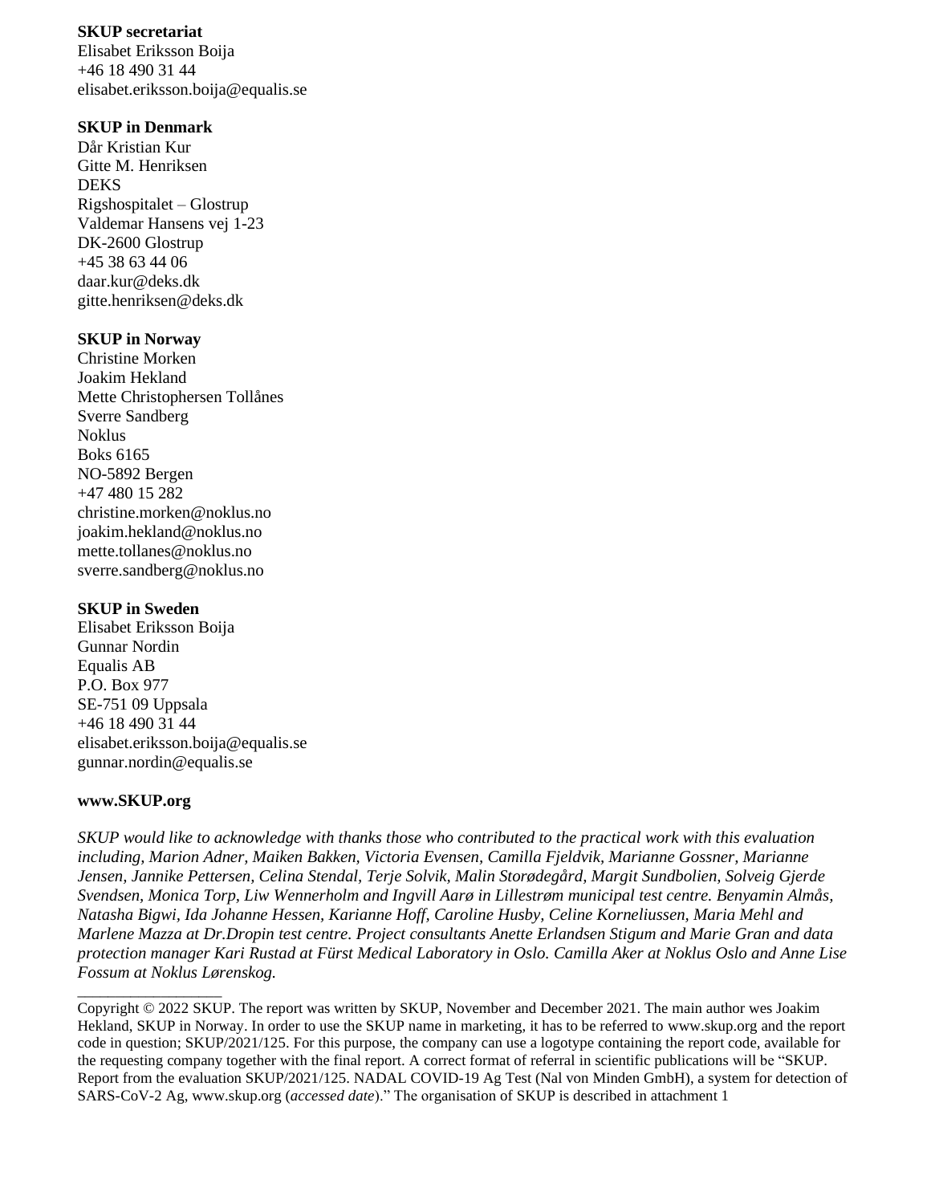**SKUP secretariat**
Elisabet Eriksson Boija
+46 18 490 31 44
elisabet.eriksson.boija@equalis.se

**SKUP in Denmark**
Dår Kristian Kur
Gitte M. Henriksen
DEKS
Rigshospitalet – Glostrup
Valdemar Hansens vej 1-23
DK-2600 Glostrup
+45 38 63 44 06
daar.kur@deks.dk
gitte.henriksen@deks.dk

**SKUP in Norway**
Christine Morken
Joakim Hekland
Mette Christophersen Tollånes
Sverre Sandberg
Noklus
Boks 6165
NO-5892 Bergen
+47 480 15 282
christine.morken@noklus.no
joakim.hekland@noklus.no
mette.tollanes@noklus.no
sverre.sandberg@noklus.no

**SKUP in Sweden**
Elisabet Eriksson Boija
Gunnar Nordin
Equalis AB
P.O. Box 977
SE-751 09 Uppsala
+46 18 490 31 44
elisabet.eriksson.boija@equalis.se
gunnar.nordin@equalis.se

**www.SKUP.org**

*SKUP would like to acknowledge with thanks those who contributed to the practical work with this evaluation including, Marion Adner, Maiken Bakken, Victoria Evensen, Camilla Fjeldvik, Marianne Gossner, Marianne Jensen, Jannike Pettersen, Celina Stendal, Terje Solvik, Malin Storødegård, Margit Sundbolien, Solveig Gjerde Svendsen, Monica Torp, Liw Wennerholm and Ingvill Aarø in Lillestrøm municipal test centre. Benyamin Almås, Natasha Bigwi, Ida Johanne Hessen, Karianne Hoff, Caroline Husby, Celine Korneliussen, Maria Mehl and Marlene Mazza at Dr.Dropin test centre. Project consultants Anette Erlandsen Stigum and Marie Gran and data protection manager Kari Rustad at Fürst Medical Laboratory in Oslo. Camilla Aker at Noklus Oslo and Anne Lise Fossum at Noklus Lørenskog.*

---

Copyright © 2022 SKUP. The report was written by SKUP, November and December 2021. The main author wes Joakim Hekland, SKUP in Norway. In order to use the SKUP name in marketing, it has to be referred to www.skup.org and the report code in question; SKUP/2021/125. For this purpose, the company can use a logotype containing the report code, available for the requesting company together with the final report. A correct format of referral in scientific publications will be "SKUP. Report from the evaluation SKUP/2021/125. NADAL COVID-19 Ag Test (Nal von Minden GmbH), a system for detection of SARS-CoV-2 Ag, www.skup.org (*accessed date*)." The organisation of SKUP is described in attachment 1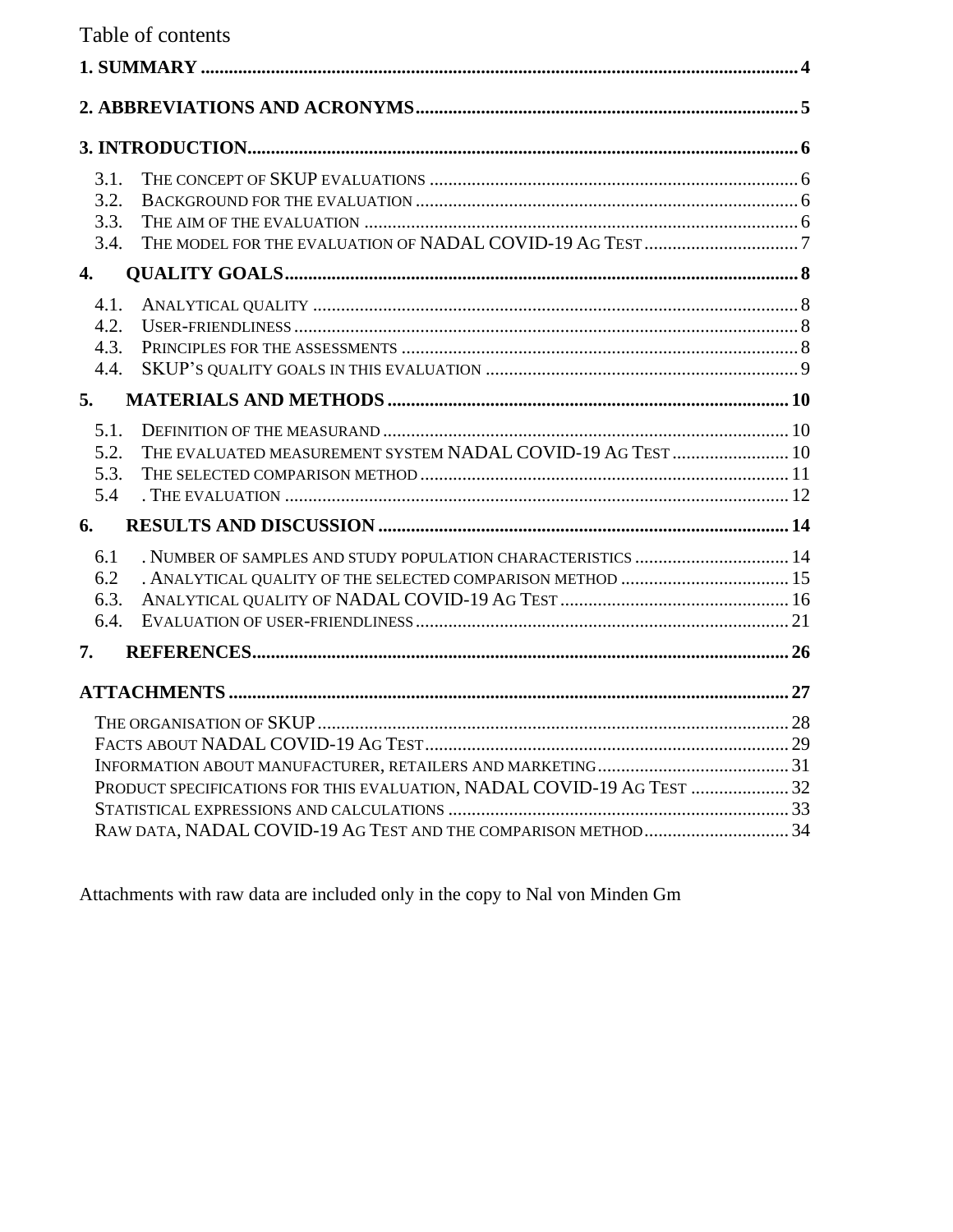# Table of contents

**1. SUMMARY** .......... 4

**2. ABBREVIATIONS AND ACRONYMS** .......... 5

**3. INTRODUCTION** .......... 6

- 3.1. THE CONCEPT OF SKUP EVALUATIONS .......... 6
- 3.2. BACKGROUND FOR THE EVALUATION .......... 6
- 3.3. THE AIM OF THE EVALUATION .......... 6
- 3.4. THE MODEL FOR THE EVALUATION OF NADAL COVID-19 AG TEST .......... 7

**4. QUALITY GOALS** .......... 8

- 4.1. ANALYTICAL QUALITY .......... 8
- 4.2. USER-FRIENDLINESS .......... 8
- 4.3. PRINCIPLES FOR THE ASSESSMENTS .......... 8
- 4.4. SKUP'S QUALITY GOALS IN THIS EVALUATION .......... 9

**5. MATERIALS AND METHODS** .......... 10

- 5.1. DEFINITION OF THE MEASURAND .......... 10
- 5.2. THE EVALUATED MEASUREMENT SYSTEM NADAL COVID-19 AG TEST .......... 10
- 5.3. THE SELECTED COMPARISON METHOD .......... 11
- 5.4 . THE EVALUATION .......... 12

**6. RESULTS AND DISCUSSION** .......... 14

- 6.1 . NUMBER OF SAMPLES AND STUDY POPULATION CHARACTERISTICS .......... 14
- 6.2 . ANALYTICAL QUALITY OF THE SELECTED COMPARISON METHOD .......... 15
- 6.3. ANALYTICAL QUALITY OF NADAL COVID-19 AG TEST .......... 16
- 6.4. EVALUATION OF USER-FRIENDLINESS .......... 21

**7. REFERENCES** .......... 26

**ATTACHMENTS** .......... 27

- THE ORGANISATION OF SKUP .......... 28
- FACTS ABOUT NADAL COVID-19 AG TEST .......... 29
- INFORMATION ABOUT MANUFACTURER, RETAILERS AND MARKETING .......... 31
- PRODUCT SPECIFICATIONS FOR THIS EVALUATION, NADAL COVID-19 AG TEST .......... 32
- STATISTICAL EXPRESSIONS AND CALCULATIONS .......... 33
- RAW DATA, NADAL COVID-19 AG TEST AND THE COMPARISON METHOD .......... 34

Attachments with raw data are included only in the copy to Nal von Minden Gm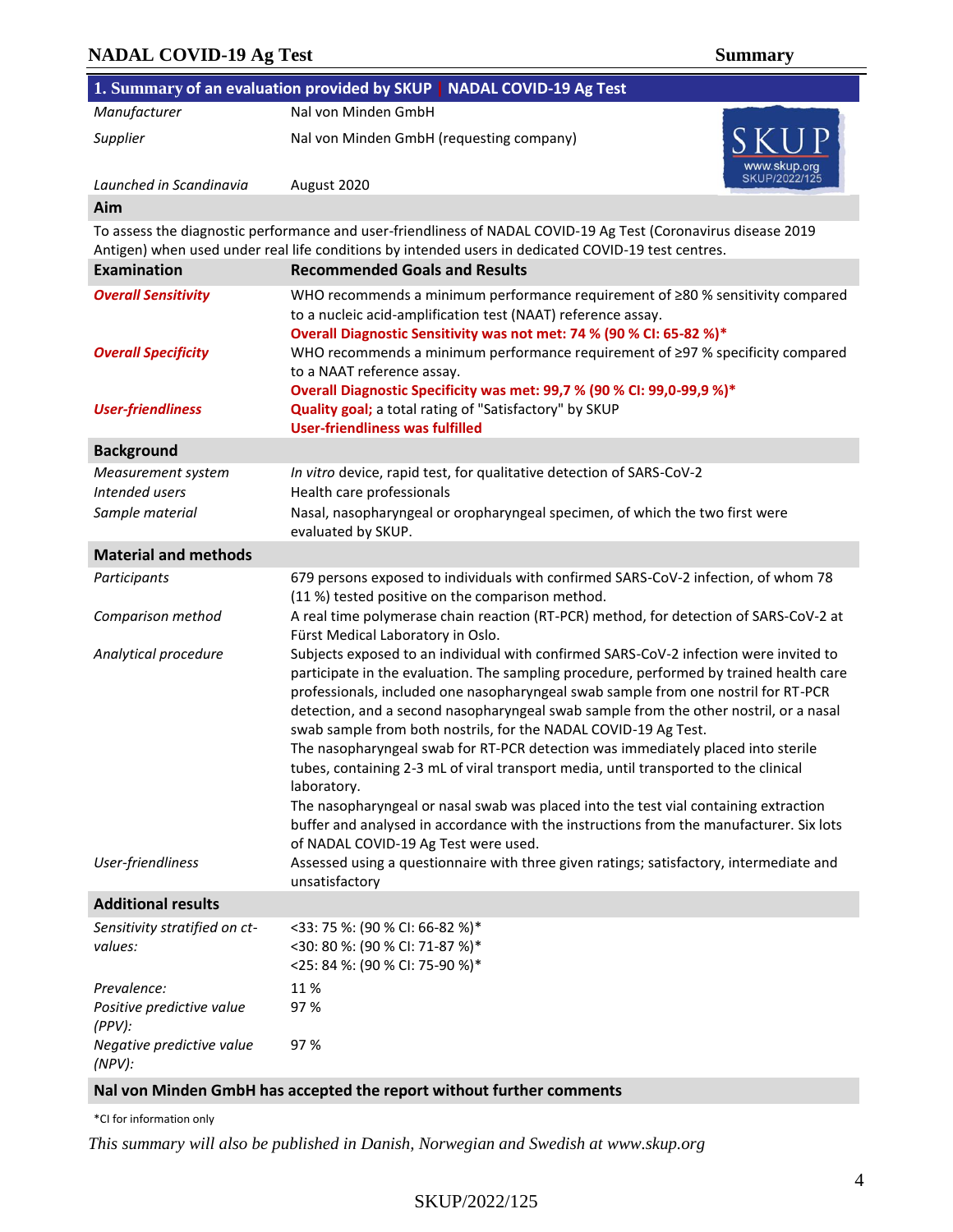## 1. Summary of an evaluation provided by SKUP | NADAL COVID-19 Ag Test

| | |
|---|---|
| *Manufacturer* | Nal von Minden GmbH |
| *Supplier* | Nal von Minden GmbH (requesting company) |
| *Launched in Scandinavia* | August 2020 |

SKUP www.skup.org SKUP/2022/125

**Aim**

To assess the diagnostic performance and user-friendliness of NADAL COVID-19 Ag Test (Coronavirus disease 2019 Antigen) when used under real life conditions by intended users in dedicated COVID-19 test centres.

| **Examination** | **Recommended Goals and Results** |
|---|---|
| ***Overall Sensitivity*** | WHO recommends a minimum performance requirement of ≥80 % sensitivity compared to a nucleic acid-amplification test (NAAT) reference assay. **Overall Diagnostic Sensitivity was not met: 74 % (90 % CI: 65-82 %)*** |
| ***Overall Specificity*** | WHO recommends a minimum performance requirement of ≥97 % specificity compared to a NAAT reference assay. **Overall Diagnostic Specificity was met: 99,7 % (90 % CI: 99,0-99,9 %)*** |
| ***User-friendliness*** | **Quality goal;** a total rating of "Satisfactory" by SKUP **User-friendliness was fulfilled** |

**Background**

| | |
|---|---|
| *Measurement system* | *In vitro* device, rapid test, for qualitative detection of SARS-CoV-2 |
| *Intended users* | Health care professionals |
| *Sample material* | Nasal, nasopharyngeal or oropharyngeal specimen, of which the two first were evaluated by SKUP. |

**Material and methods**

| | |
|---|---|
| *Participants* | 679 persons exposed to individuals with confirmed SARS-CoV-2 infection, of whom 78 (11 %) tested positive on the comparison method. |
| *Comparison method* | A real time polymerase chain reaction (RT-PCR) method, for detection of SARS-CoV-2 at Fürst Medical Laboratory in Oslo. |
| *Analytical procedure* | Subjects exposed to an individual with confirmed SARS-CoV-2 infection were invited to participate in the evaluation. The sampling procedure, performed by trained health care professionals, included one nasopharyngeal swab sample from one nostril for RT-PCR detection, and a second nasopharyngeal swab sample from the other nostril, or a nasal swab sample from both nostrils, for the NADAL COVID-19 Ag Test. The nasopharyngeal swab for RT-PCR detection was immediately placed into sterile tubes, containing 2-3 mL of viral transport media, until transported to the clinical laboratory. The nasopharyngeal or nasal swab was placed into the test vial containing extraction buffer and analysed in accordance with the instructions from the manufacturer. Six lots of NADAL COVID-19 Ag Test were used. |
| *User-friendliness* | Assessed using a questionnaire with three given ratings; satisfactory, intermediate and unsatisfactory |

**Additional results**

| | |
|---|---|
| *Sensitivity stratified on ct-values:* | <33: 75 %: (90 % CI: 66-82 %)*<br><30: 80 %: (90 % CI: 71-87 %)*<br><25: 84 %: (90 % CI: 75-90 %)* |
| *Prevalence:* | 11 % |
| *Positive predictive value (PPV):* | 97 % |
| *Negative predictive value (NPV):* | 97 % |

**Nal von Minden GmbH has accepted the report without further comments**

*CI for information only

*This summary will also be published in Danish, Norwegian and Swedish at www.skup.org*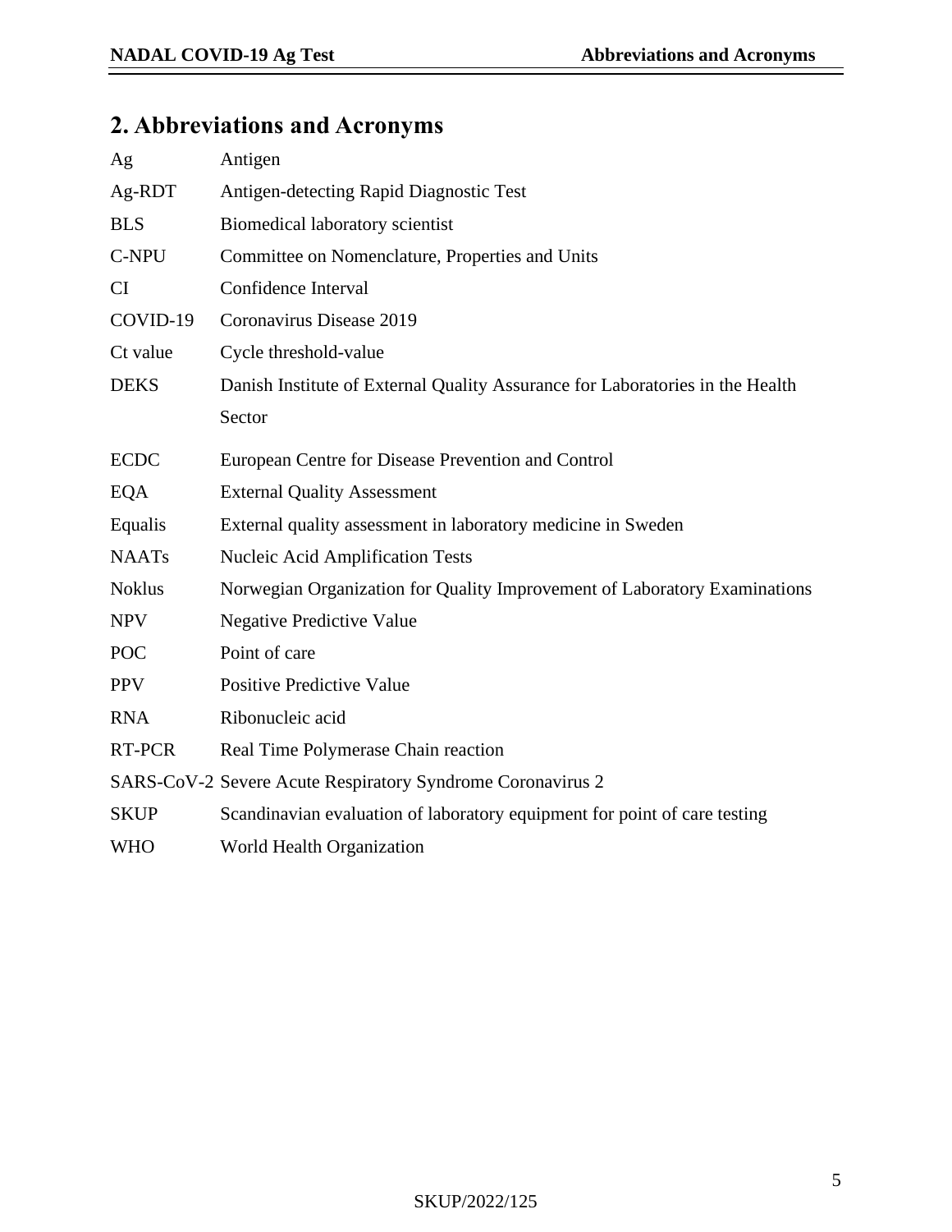## 2. Abbreviations and Acronyms

| | |
|---|---|
| Ag | Antigen |
| Ag-RDT | Antigen-detecting Rapid Diagnostic Test |
| BLS | Biomedical laboratory scientist |
| C-NPU | Committee on Nomenclature, Properties and Units |
| CI | Confidence Interval |
| COVID-19 | Coronavirus Disease 2019 |
| Ct value | Cycle threshold-value |
| DEKS | Danish Institute of External Quality Assurance for Laboratories in the Health Sector |
| ECDC | European Centre for Disease Prevention and Control |
| EQA | External Quality Assessment |
| Equalis | External quality assessment in laboratory medicine in Sweden |
| NAATs | Nucleic Acid Amplification Tests |
| Noklus | Norwegian Organization for Quality Improvement of Laboratory Examinations |
| NPV | Negative Predictive Value |
| POC | Point of care |
| PPV | Positive Predictive Value |
| RNA | Ribonucleic acid |
| RT-PCR | Real Time Polymerase Chain reaction |
| SARS-CoV-2 | Severe Acute Respiratory Syndrome Coronavirus 2 |
| SKUP | Scandinavian evaluation of laboratory equipment for point of care testing |
| WHO | World Health Organization |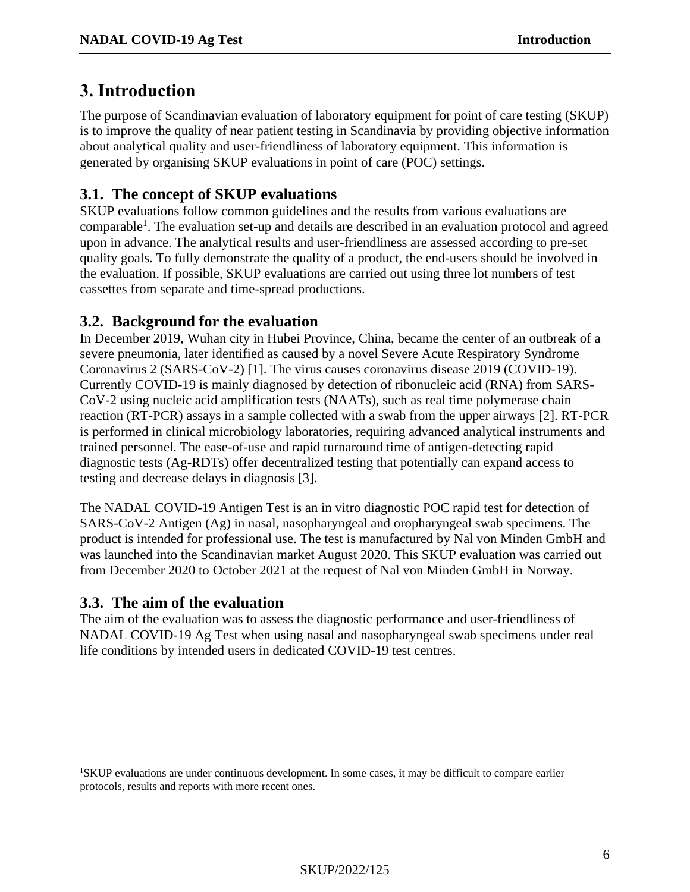# 3. Introduction

The purpose of Scandinavian evaluation of laboratory equipment for point of care testing (SKUP) is to improve the quality of near patient testing in Scandinavia by providing objective information about analytical quality and user-friendliness of laboratory equipment. This information is generated by organising SKUP evaluations in point of care (POC) settings.

## 3.1. The concept of SKUP evaluations

SKUP evaluations follow common guidelines and the results from various evaluations are comparable[1]. The evaluation set-up and details are described in an evaluation protocol and agreed upon in advance. The analytical results and user-friendliness are assessed according to pre-set quality goals. To fully demonstrate the quality of a product, the end-users should be involved in the evaluation. If possible, SKUP evaluations are carried out using three lot numbers of test cassettes from separate and time-spread productions.

## 3.2. Background for the evaluation

In December 2019, Wuhan city in Hubei Province, China, became the center of an outbreak of a severe pneumonia, later identified as caused by a novel Severe Acute Respiratory Syndrome Coronavirus 2 (SARS-CoV-2) [1]. The virus causes coronavirus disease 2019 (COVID-19). Currently COVID-19 is mainly diagnosed by detection of ribonucleic acid (RNA) from SARS-CoV-2 using nucleic acid amplification tests (NAATs), such as real time polymerase chain reaction (RT-PCR) assays in a sample collected with a swab from the upper airways [2]. RT-PCR is performed in clinical microbiology laboratories, requiring advanced analytical instruments and trained personnel. The ease-of-use and rapid turnaround time of antigen-detecting rapid diagnostic tests (Ag-RDTs) offer decentralized testing that potentially can expand access to testing and decrease delays in diagnosis [3].

The NADAL COVID-19 Antigen Test is an in vitro diagnostic POC rapid test for detection of SARS-CoV-2 Antigen (Ag) in nasal, nasopharyngeal and oropharyngeal swab specimens. The product is intended for professional use. The test is manufactured by Nal von Minden GmbH and was launched into the Scandinavian market August 2020. This SKUP evaluation was carried out from December 2020 to October 2021 at the request of Nal von Minden GmbH in Norway.

## 3.3. The aim of the evaluation

The aim of the evaluation was to assess the diagnostic performance and user-friendliness of NADAL COVID-19 Ag Test when using nasal and nasopharyngeal swab specimens under real life conditions by intended users in dedicated COVID-19 test centres.

[1]SKUP evaluations are under continuous development. In some cases, it may be difficult to compare earlier protocols, results and reports with more recent ones.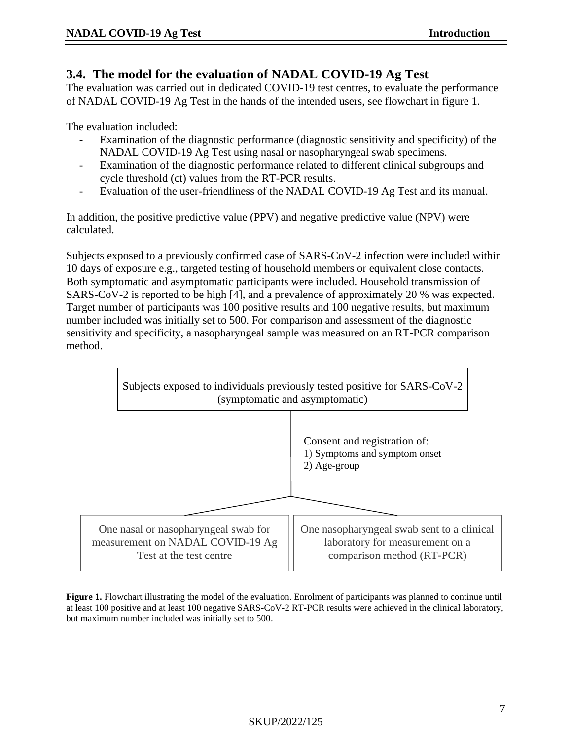## 3.4. The model for the evaluation of NADAL COVID-19 Ag Test

The evaluation was carried out in dedicated COVID-19 test centres, to evaluate the performance of NADAL COVID-19 Ag Test in the hands of the intended users, see flowchart in figure 1.

The evaluation included:

- Examination of the diagnostic performance (diagnostic sensitivity and specificity) of the NADAL COVID-19 Ag Test using nasal or nasopharyngeal swab specimens.
- Examination of the diagnostic performance related to different clinical subgroups and cycle threshold (ct) values from the RT-PCR results.
- Evaluation of the user-friendliness of the NADAL COVID-19 Ag Test and its manual.

In addition, the positive predictive value (PPV) and negative predictive value (NPV) were calculated.

Subjects exposed to a previously confirmed case of SARS-CoV-2 infection were included within 10 days of exposure e.g., targeted testing of household members or equivalent close contacts. Both symptomatic and asymptomatic participants were included. Household transmission of SARS-CoV-2 is reported to be high [4], and a prevalence of approximately 20 % was expected. Target number of participants was 100 positive results and 100 negative results, but maximum number included was initially set to 500. For comparison and assessment of the diagnostic sensitivity and specificity, a nasopharyngeal sample was measured on an RT-PCR comparison method.

Subjects exposed to individuals previously tested positive for SARS-CoV-2 (symptomatic and asymptomatic)

Consent and registration of:
1) Symptoms and symptom onset
2) Age-group

One nasal or nasopharyngeal swab for measurement on NADAL COVID-19 Ag Test at the test centre

One nasopharyngeal swab sent to a clinical laboratory for measurement on a comparison method (RT-PCR)

**Figure 1.** Flowchart illustrating the model of the evaluation. Enrolment of participants was planned to continue until at least 100 positive and at least 100 negative SARS-CoV-2 RT-PCR results were achieved in the clinical laboratory, but maximum number included was initially set to 500.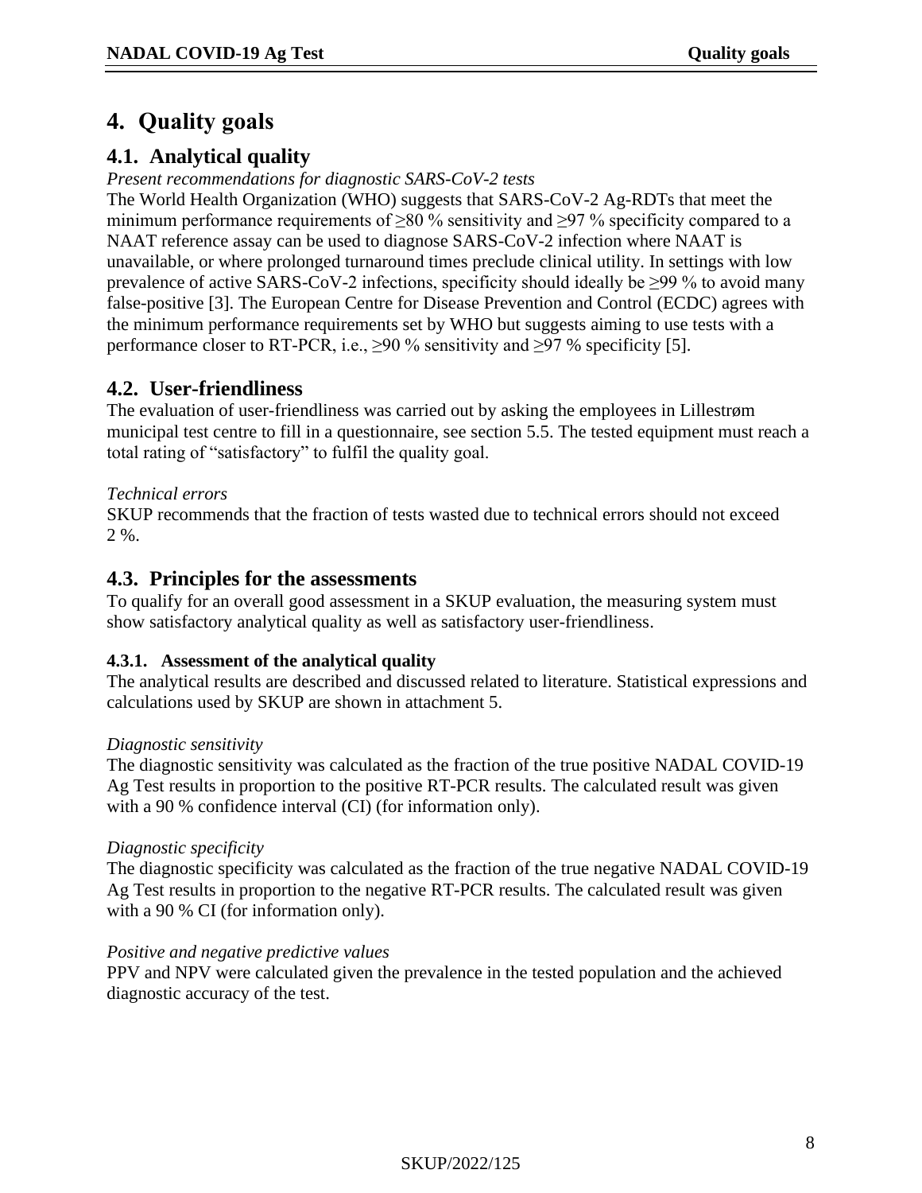# 4. Quality goals

## 4.1. Analytical quality

*Present recommendations for diagnostic SARS-CoV-2 tests*

The World Health Organization (WHO) suggests that SARS-CoV-2 Ag-RDTs that meet the minimum performance requirements of ≥80 % sensitivity and ≥97 % specificity compared to a NAAT reference assay can be used to diagnose SARS-CoV-2 infection where NAAT is unavailable, or where prolonged turnaround times preclude clinical utility. In settings with low prevalence of active SARS-CoV-2 infections, specificity should ideally be ≥99 % to avoid many false-positive [3]. The European Centre for Disease Prevention and Control (ECDC) agrees with the minimum performance requirements set by WHO but suggests aiming to use tests with a performance closer to RT-PCR, i.e., ≥90 % sensitivity and ≥97 % specificity [5].

## 4.2. User-friendliness

The evaluation of user-friendliness was carried out by asking the employees in Lillestrøm municipal test centre to fill in a questionnaire, see section 5.5. The tested equipment must reach a total rating of "satisfactory" to fulfil the quality goal.

*Technical errors*

SKUP recommends that the fraction of tests wasted due to technical errors should not exceed 2 %.

## 4.3. Principles for the assessments

To qualify for an overall good assessment in a SKUP evaluation, the measuring system must show satisfactory analytical quality as well as satisfactory user-friendliness.

### 4.3.1. Assessment of the analytical quality

The analytical results are described and discussed related to literature. Statistical expressions and calculations used by SKUP are shown in attachment 5.

*Diagnostic sensitivity*

The diagnostic sensitivity was calculated as the fraction of the true positive NADAL COVID-19 Ag Test results in proportion to the positive RT-PCR results. The calculated result was given with a 90 % confidence interval (CI) (for information only).

*Diagnostic specificity*

The diagnostic specificity was calculated as the fraction of the true negative NADAL COVID-19 Ag Test results in proportion to the negative RT-PCR results. The calculated result was given with a 90 % CI (for information only).

*Positive and negative predictive values*

PPV and NPV were calculated given the prevalence in the tested population and the achieved diagnostic accuracy of the test.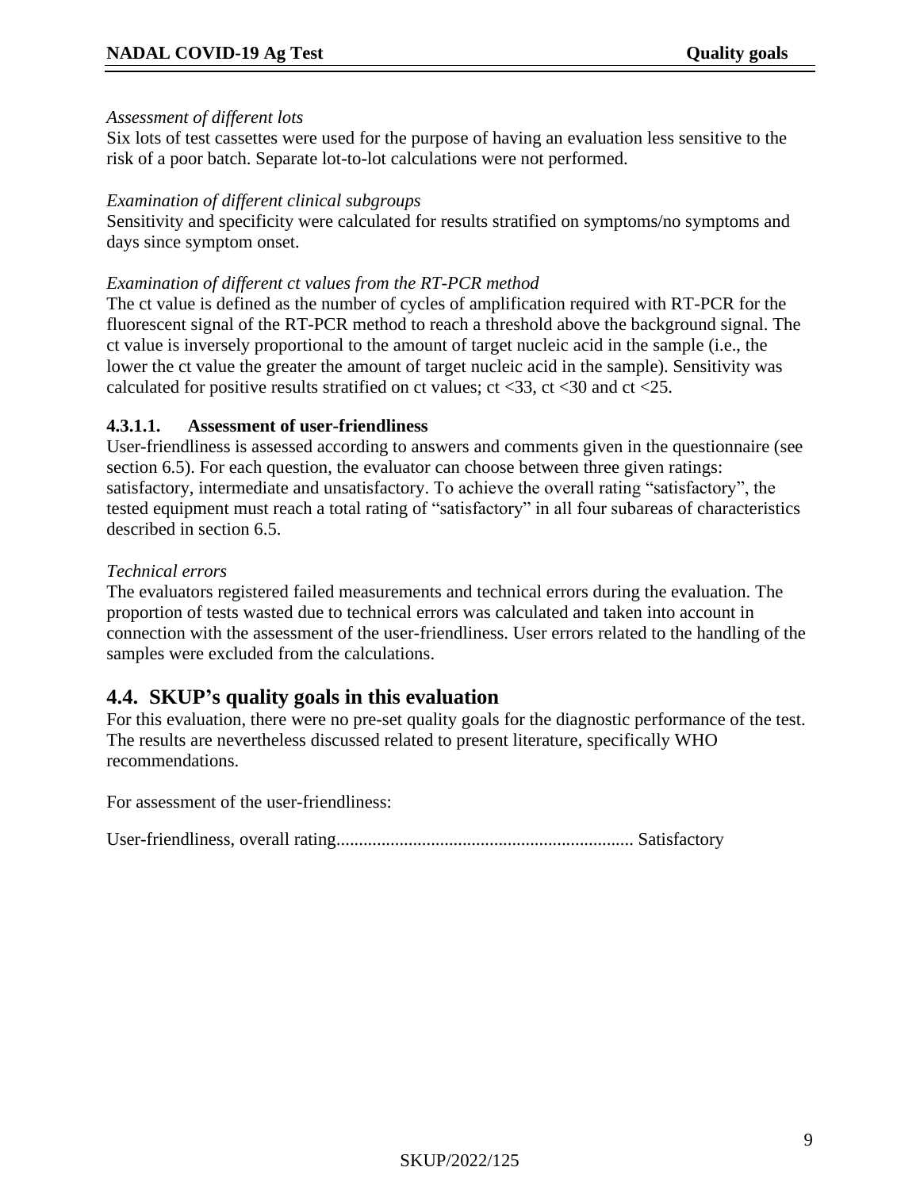*Assessment of different lots*

Six lots of test cassettes were used for the purpose of having an evaluation less sensitive to the risk of a poor batch. Separate lot-to-lot calculations were not performed.

*Examination of different clinical subgroups*

Sensitivity and specificity were calculated for results stratified on symptoms/no symptoms and days since symptom onset.

*Examination of different ct values from the RT-PCR method*

The ct value is defined as the number of cycles of amplification required with RT-PCR for the fluorescent signal of the RT-PCR method to reach a threshold above the background signal. The ct value is inversely proportional to the amount of target nucleic acid in the sample (i.e., the lower the ct value the greater the amount of target nucleic acid in the sample). Sensitivity was calculated for positive results stratified on ct values; ct <33, ct <30 and ct <25.

#### 4.3.1.1. Assessment of user-friendliness

User-friendliness is assessed according to answers and comments given in the questionnaire (see section 6.5). For each question, the evaluator can choose between three given ratings: satisfactory, intermediate and unsatisfactory. To achieve the overall rating "satisfactory", the tested equipment must reach a total rating of "satisfactory" in all four subareas of characteristics described in section 6.5.

*Technical errors*

The evaluators registered failed measurements and technical errors during the evaluation. The proportion of tests wasted due to technical errors was calculated and taken into account in connection with the assessment of the user-friendliness. User errors related to the handling of the samples were excluded from the calculations.

## 4.4. SKUP's quality goals in this evaluation

For this evaluation, there were no pre-set quality goals for the diagnostic performance of the test. The results are nevertheless discussed related to present literature, specifically WHO recommendations.

For assessment of the user-friendliness:

User-friendliness, overall rating.................................................................. Satisfactory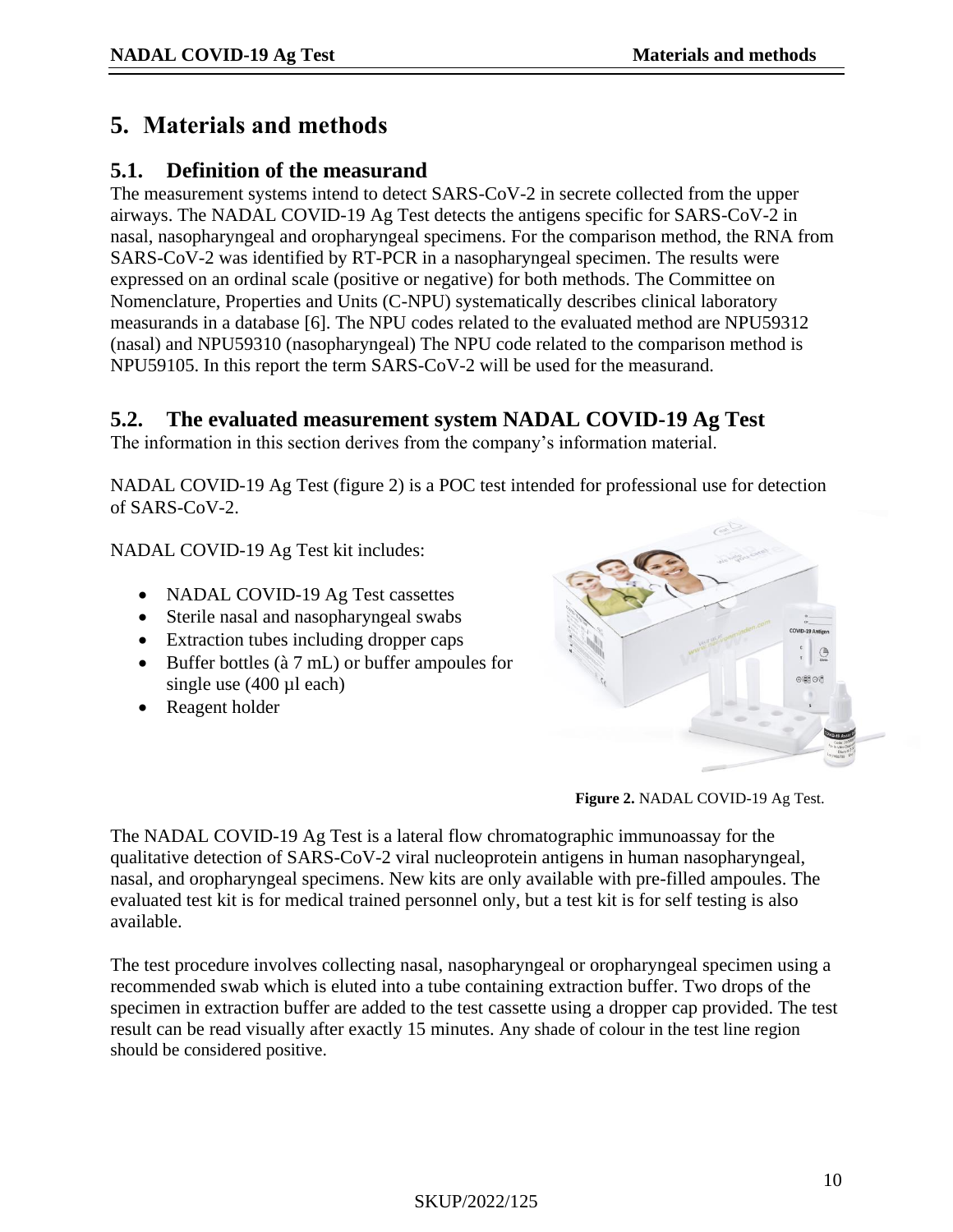# 5. Materials and methods

## 5.1. Definition of the measurand

The measurement systems intend to detect SARS-CoV-2 in secrete collected from the upper airways. The NADAL COVID-19 Ag Test detects the antigens specific for SARS-CoV-2 in nasal, nasopharyngeal and oropharyngeal specimens. For the comparison method, the RNA from SARS-CoV-2 was identified by RT-PCR in a nasopharyngeal specimen. The results were expressed on an ordinal scale (positive or negative) for both methods. The Committee on Nomenclature, Properties and Units (C-NPU) systematically describes clinical laboratory measurands in a database [6]. The NPU codes related to the evaluated method are NPU59312 (nasal) and NPU59310 (nasopharyngeal) The NPU code related to the comparison method is NPU59105. In this report the term SARS-CoV-2 will be used for the measurand.

## 5.2. The evaluated measurement system NADAL COVID-19 Ag Test

The information in this section derives from the company's information material.

NADAL COVID-19 Ag Test (figure 2) is a POC test intended for professional use for detection of SARS-CoV-2.

NADAL COVID-19 Ag Test kit includes:

- NADAL COVID-19 Ag Test cassettes
- Sterile nasal and nasopharyngeal swabs
- Extraction tubes including dropper caps
- Buffer bottles (à 7 mL) or buffer ampoules for single use (400 µl each)
- Reagent holder

**Figure 2.** NADAL COVID-19 Ag Test.

The NADAL COVID-19 Ag Test is a lateral flow chromatographic immunoassay for the qualitative detection of SARS-CoV-2 viral nucleoprotein antigens in human nasopharyngeal, nasal, and oropharyngeal specimens. New kits are only available with pre-filled ampoules. The evaluated test kit is for medical trained personnel only, but a test kit is for self testing is also available.

The test procedure involves collecting nasal, nasopharyngeal or oropharyngeal specimen using a recommended swab which is eluted into a tube containing extraction buffer. Two drops of the specimen in extraction buffer are added to the test cassette using a dropper cap provided. The test result can be read visually after exactly 15 minutes. Any shade of colour in the test line region should be considered positive.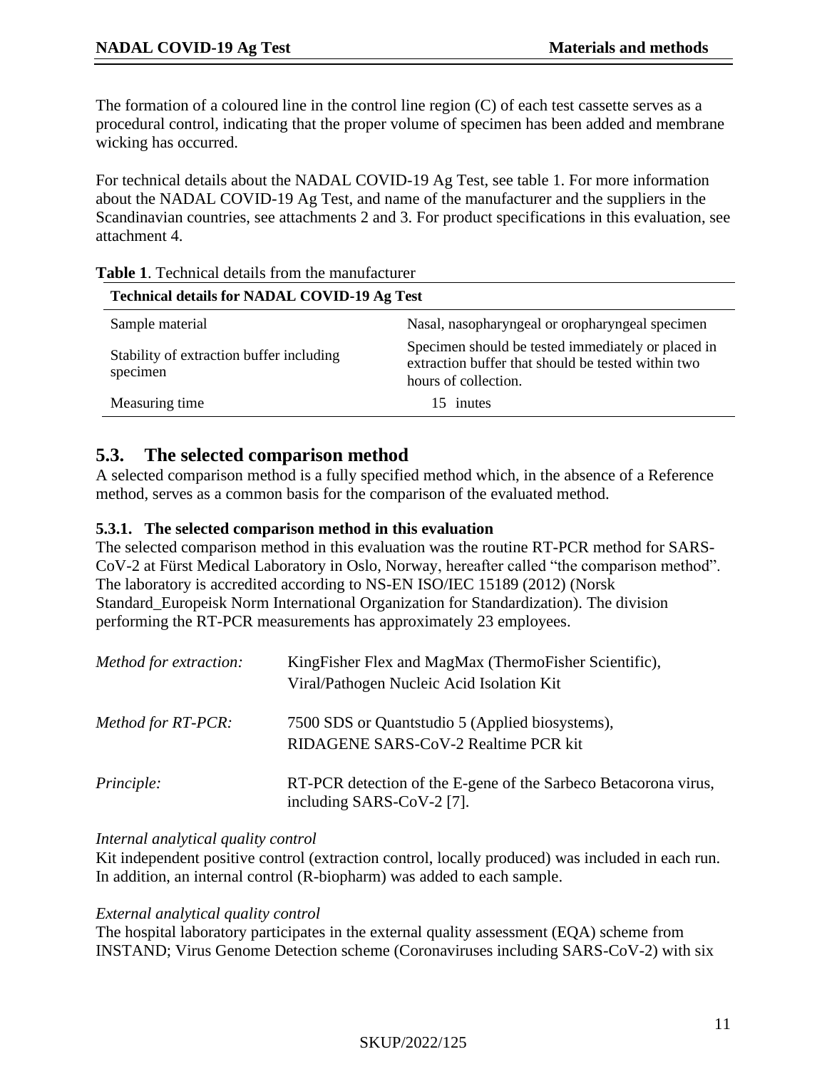The formation of a coloured line in the control line region (C) of each test cassette serves as a procedural control, indicating that the proper volume of specimen has been added and membrane wicking has occurred.

For technical details about the NADAL COVID-19 Ag Test, see table 1. For more information about the NADAL COVID-19 Ag Test, and name of the manufacturer and the suppliers in the Scandinavian countries, see attachments 2 and 3. For product specifications in this evaluation, see attachment 4.

**Table 1**. Technical details from the manufacturer

| **Technical details for NADAL COVID-19 Ag Test** | |
|---|---|
| Sample material | Nasal, nasopharyngeal or oropharyngeal specimen |
| Stability of extraction buffer including specimen | Specimen should be tested immediately or placed in extraction buffer that should be tested within two hours of collection. |
| Measuring time | 15 inutes |

## 5.3. The selected comparison method

A selected comparison method is a fully specified method which, in the absence of a Reference method, serves as a common basis for the comparison of the evaluated method.

### 5.3.1. The selected comparison method in this evaluation

The selected comparison method in this evaluation was the routine RT-PCR method for SARS-CoV-2 at Fürst Medical Laboratory in Oslo, Norway, hereafter called "the comparison method". The laboratory is accredited according to NS-EN ISO/IEC 15189 (2012) (Norsk Standard_Europeisk Norm International Organization for Standardization). The division performing the RT-PCR measurements has approximately 23 employees.

*Method for extraction:* KingFisher Flex and MagMax (ThermoFisher Scientific), Viral/Pathogen Nucleic Acid Isolation Kit

*Method for RT-PCR:* 7500 SDS or Quantstudio 5 (Applied biosystems), RIDAGENE SARS-CoV-2 Realtime PCR kit

*Principle:* RT-PCR detection of the E-gene of the Sarbeco Betacorona virus, including SARS-CoV-2 [7].

*Internal analytical quality control*

Kit independent positive control (extraction control, locally produced) was included in each run. In addition, an internal control (R-biopharm) was added to each sample.

*External analytical quality control*

The hospital laboratory participates in the external quality assessment (EQA) scheme from INSTAND; Virus Genome Detection scheme (Coronaviruses including SARS-CoV-2) with six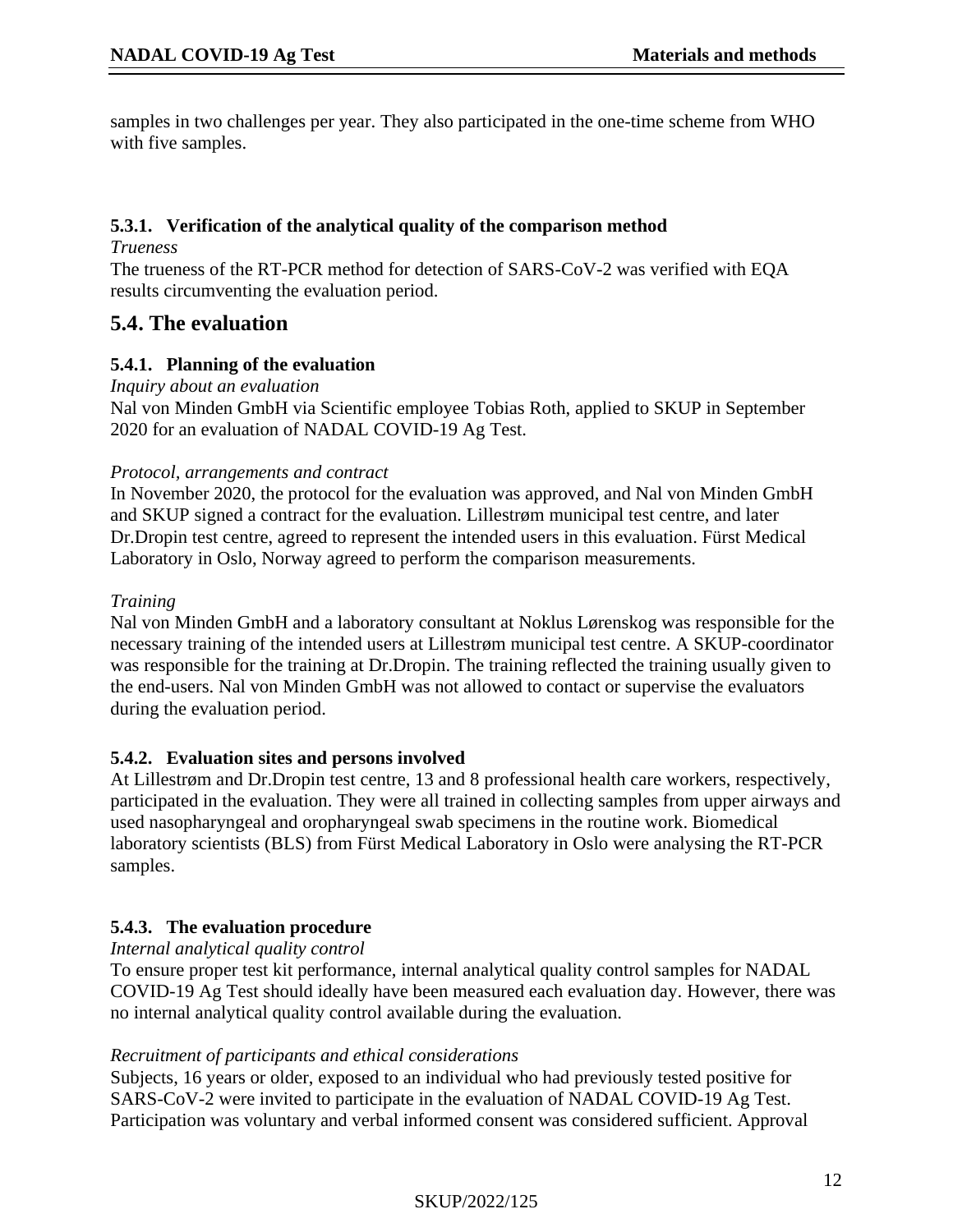samples in two challenges per year. They also participated in the one-time scheme from WHO with five samples.

### 5.3.1. Verification of the analytical quality of the comparison method

*Trueness*

The trueness of the RT-PCR method for detection of SARS-CoV-2 was verified with EQA results circumventing the evaluation period.

## 5.4. The evaluation

### 5.4.1. Planning of the evaluation

*Inquiry about an evaluation*

Nal von Minden GmbH via Scientific employee Tobias Roth, applied to SKUP in September 2020 for an evaluation of NADAL COVID-19 Ag Test.

*Protocol, arrangements and contract*

In November 2020, the protocol for the evaluation was approved, and Nal von Minden GmbH and SKUP signed a contract for the evaluation. Lillestrøm municipal test centre, and later Dr.Dropin test centre, agreed to represent the intended users in this evaluation. Fürst Medical Laboratory in Oslo, Norway agreed to perform the comparison measurements.

*Training*

Nal von Minden GmbH and a laboratory consultant at Noklus Lørenskog was responsible for the necessary training of the intended users at Lillestrøm municipal test centre. A SKUP-coordinator was responsible for the training at Dr.Dropin. The training reflected the training usually given to the end-users. Nal von Minden GmbH was not allowed to contact or supervise the evaluators during the evaluation period.

### 5.4.2. Evaluation sites and persons involved

At Lillestrøm and Dr.Dropin test centre, 13 and 8 professional health care workers, respectively, participated in the evaluation. They were all trained in collecting samples from upper airways and used nasopharyngeal and oropharyngeal swab specimens in the routine work. Biomedical laboratory scientists (BLS) from Fürst Medical Laboratory in Oslo were analysing the RT-PCR samples.

### 5.4.3. The evaluation procedure

*Internal analytical quality control*

To ensure proper test kit performance, internal analytical quality control samples for NADAL COVID-19 Ag Test should ideally have been measured each evaluation day. However, there was no internal analytical quality control available during the evaluation.

*Recruitment of participants and ethical considerations*

Subjects, 16 years or older, exposed to an individual who had previously tested positive for SARS-CoV-2 were invited to participate in the evaluation of NADAL COVID-19 Ag Test. Participation was voluntary and verbal informed consent was considered sufficient. Approval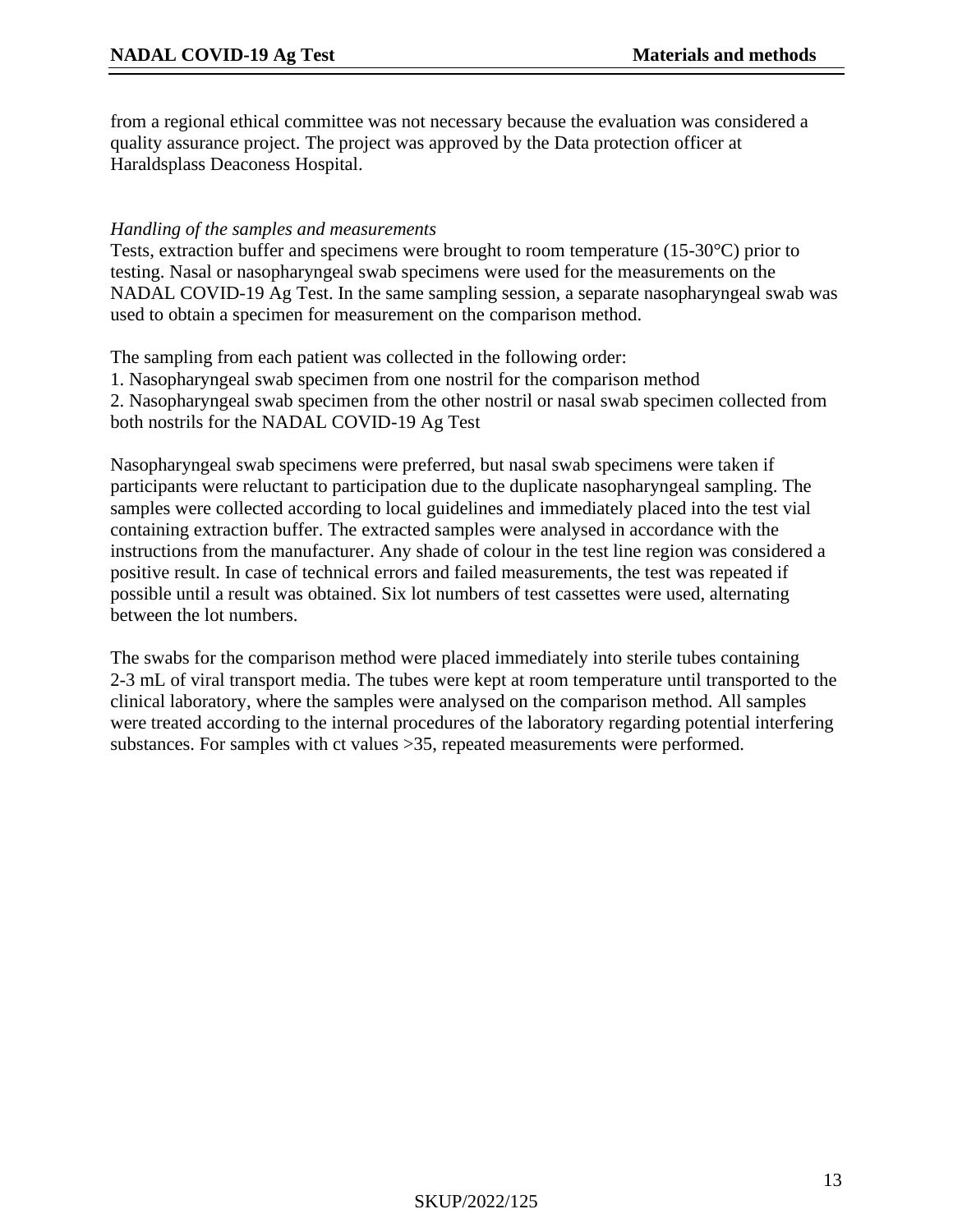from a regional ethical committee was not necessary because the evaluation was considered a quality assurance project. The project was approved by the Data protection officer at Haraldsplass Deaconess Hospital.

*Handling of the samples and measurements*

Tests, extraction buffer and specimens were brought to room temperature (15-30°C) prior to testing. Nasal or nasopharyngeal swab specimens were used for the measurements on the NADAL COVID-19 Ag Test. In the same sampling session, a separate nasopharyngeal swab was used to obtain a specimen for measurement on the comparison method.

The sampling from each patient was collected in the following order:

1. Nasopharyngeal swab specimen from one nostril for the comparison method
2. Nasopharyngeal swab specimen from the other nostril or nasal swab specimen collected from both nostrils for the NADAL COVID-19 Ag Test

Nasopharyngeal swab specimens were preferred, but nasal swab specimens were taken if participants were reluctant to participation due to the duplicate nasopharyngeal sampling. The samples were collected according to local guidelines and immediately placed into the test vial containing extraction buffer. The extracted samples were analysed in accordance with the instructions from the manufacturer. Any shade of colour in the test line region was considered a positive result. In case of technical errors and failed measurements, the test was repeated if possible until a result was obtained. Six lot numbers of test cassettes were used, alternating between the lot numbers.

The swabs for the comparison method were placed immediately into sterile tubes containing 2-3 mL of viral transport media. The tubes were kept at room temperature until transported to the clinical laboratory, where the samples were analysed on the comparison method. All samples were treated according to the internal procedures of the laboratory regarding potential interfering substances. For samples with ct values >35, repeated measurements were performed.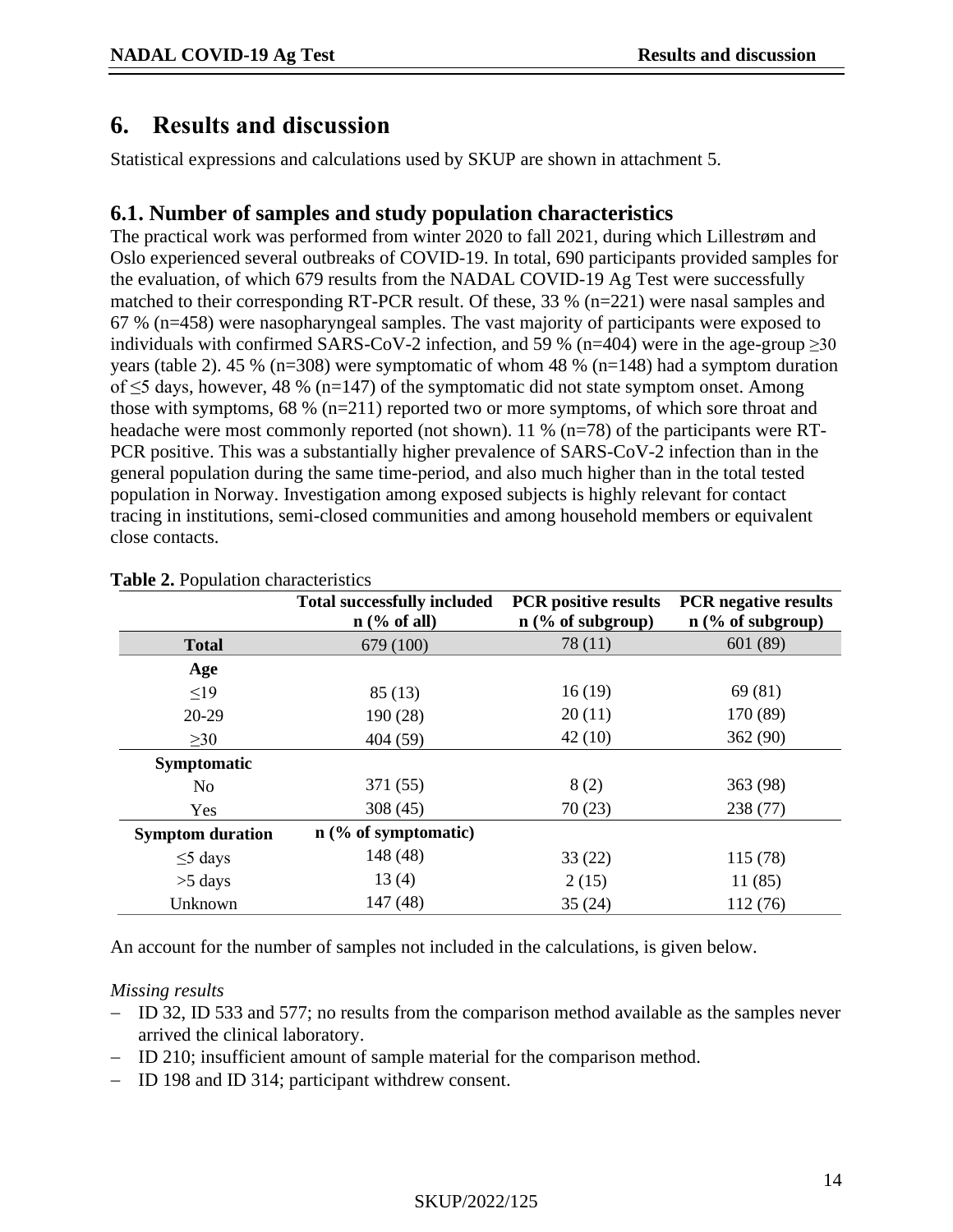# 6. Results and discussion

Statistical expressions and calculations used by SKUP are shown in attachment 5.

## 6.1. Number of samples and study population characteristics

The practical work was performed from winter 2020 to fall 2021, during which Lillestrøm and Oslo experienced several outbreaks of COVID-19. In total, 690 participants provided samples for the evaluation, of which 679 results from the NADAL COVID-19 Ag Test were successfully matched to their corresponding RT-PCR result. Of these, 33 % (n=221) were nasal samples and 67 % (n=458) were nasopharyngeal samples. The vast majority of participants were exposed to individuals with confirmed SARS-CoV-2 infection, and 59 % (n=404) were in the age-group ≥30 years (table 2). 45 % (n=308) were symptomatic of whom 48 % (n=148) had a symptom duration of ≤5 days, however, 48 % (n=147) of the symptomatic did not state symptom onset. Among those with symptoms, 68 % (n=211) reported two or more symptoms, of which sore throat and headache were most commonly reported (not shown). 11 % (n=78) of the participants were RT-PCR positive. This was a substantially higher prevalence of SARS-CoV-2 infection than in the general population during the same time-period, and also much higher than in the total tested population in Norway. Investigation among exposed subjects is highly relevant for contact tracing in institutions, semi-closed communities and among household members or equivalent close contacts.

**Table 2.** Population characteristics

| | Total successfully included n (% of all) | PCR positive results n (% of subgroup) | PCR negative results n (% of subgroup) |
|---|---|---|---|
| **Total** | 679 (100) | 78 (11) | 601 (89) |
| **Age** | | | |
| ≤19 | 85 (13) | 16 (19) | 69 (81) |
| 20-29 | 190 (28) | 20 (11) | 170 (89) |
| ≥30 | 404 (59) | 42 (10) | 362 (90) |
| **Symptomatic** | | | |
| No | 371 (55) | 8 (2) | 363 (98) |
| Yes | 308 (45) | 70 (23) | 238 (77) |
| **Symptom duration** | **n (% of symptomatic)** | | |
| ≤5 days | 148 (48) | 33 (22) | 115 (78) |
| >5 days | 13 (4) | 2 (15) | 11 (85) |
| Unknown | 147 (48) | 35 (24) | 112 (76) |

An account for the number of samples not included in the calculations, is given below.

*Missing results*

- ID 32, ID 533 and 577; no results from the comparison method available as the samples never arrived the clinical laboratory.
- ID 210; insufficient amount of sample material for the comparison method.
- ID 198 and ID 314; participant withdrew consent.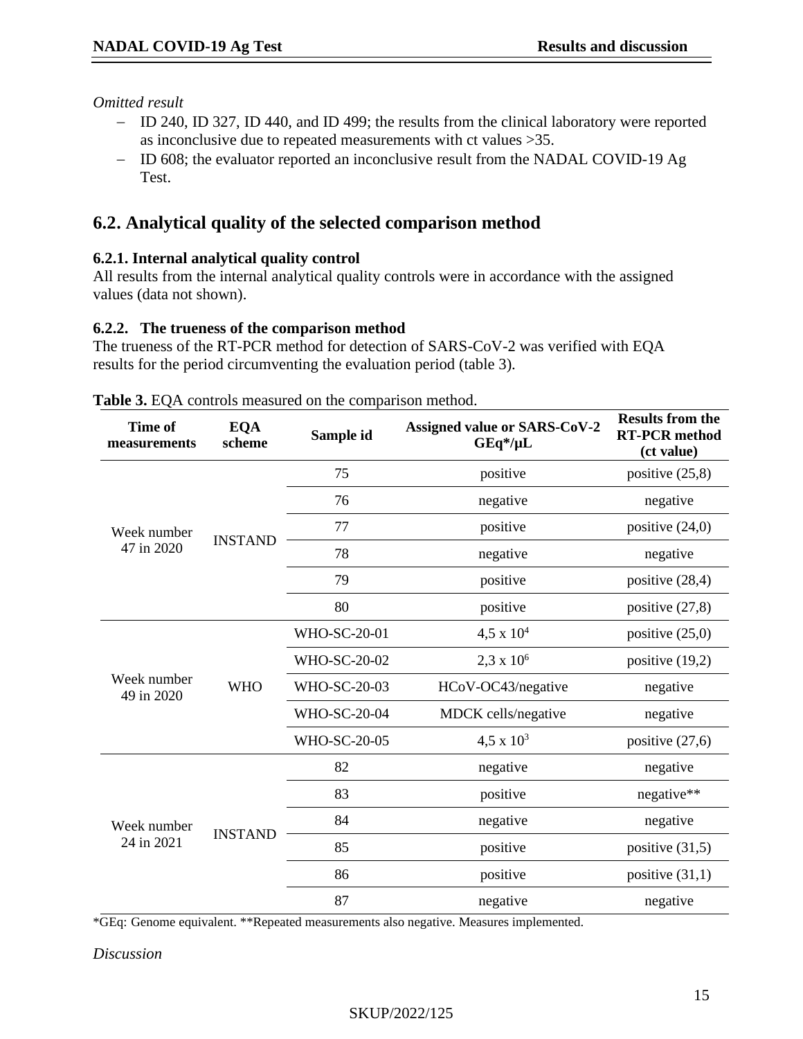*Omitted result*

- ID 240, ID 327, ID 440, and ID 499; the results from the clinical laboratory were reported as inconclusive due to repeated measurements with ct values >35.
- ID 608; the evaluator reported an inconclusive result from the NADAL COVID-19 Ag Test.

## 6.2. Analytical quality of the selected comparison method

### 6.2.1. Internal analytical quality control

All results from the internal analytical quality controls were in accordance with the assigned values (data not shown).

### 6.2.2. The trueness of the comparison method

The trueness of the RT-PCR method for detection of SARS-CoV-2 was verified with EQA results for the period circumventing the evaluation period (table 3).

**Table 3.** EQA controls measured on the comparison method.

| Time of measurements | EQA scheme | Sample id | Assigned value or SARS-CoV-2 GEq*/µL | Results from the RT-PCR method (ct value) |
|---|---|---|---|---|
| Week number 47 in 2020 | INSTAND | 75 | positive | positive (25,8) |
| | | 76 | negative | negative |
| | | 77 | positive | positive (24,0) |
| | | 78 | negative | negative |
| | | 79 | positive | positive (28,4) |
| | | 80 | positive | positive (27,8) |
| Week number 49 in 2020 | WHO | WHO-SC-20-01 | $4,5 \times 10^4$ | positive (25,0) |
| | | WHO-SC-20-02 | $2,3 \times 10^6$ | positive (19,2) |
| | | WHO-SC-20-03 | HCoV-OC43/negative | negative |
| | | WHO-SC-20-04 | MDCK cells/negative | negative |
| | | WHO-SC-20-05 | $4,5 \times 10^3$ | positive (27,6) |
| Week number 24 in 2021 | INSTAND | 82 | negative | negative |
| | | 83 | positive | negative** |
| | | 84 | negative | negative |
| | | 85 | positive | positive (31,5) |
| | | 86 | positive | positive (31,1) |
| | | 87 | negative | negative |

*GEq: Genome equivalent. **Repeated measurements also negative. Measures implemented.

*Discussion*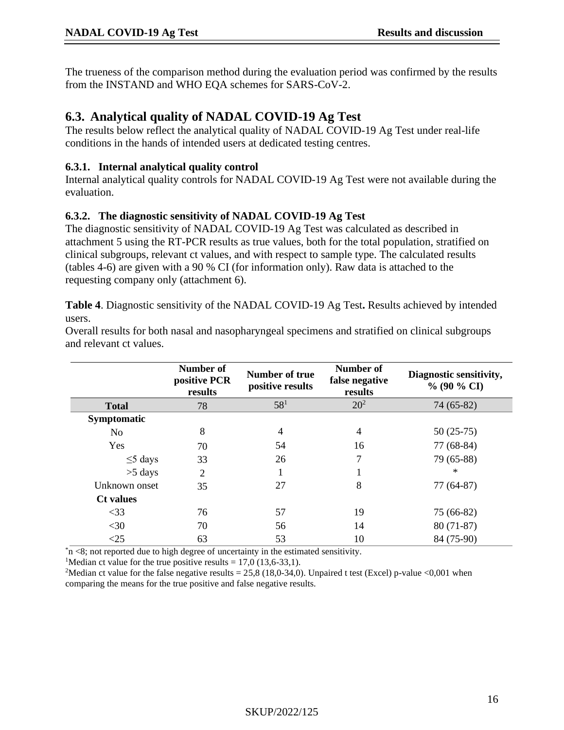The trueness of the comparison method during the evaluation period was confirmed by the results from the INSTAND and WHO EQA schemes for SARS-CoV-2.

## 6.3. Analytical quality of NADAL COVID-19 Ag Test

The results below reflect the analytical quality of NADAL COVID-19 Ag Test under real-life conditions in the hands of intended users at dedicated testing centres.

### 6.3.1. Internal analytical quality control

Internal analytical quality controls for NADAL COVID-19 Ag Test were not available during the evaluation.

### 6.3.2. The diagnostic sensitivity of NADAL COVID-19 Ag Test

The diagnostic sensitivity of NADAL COVID-19 Ag Test was calculated as described in attachment 5 using the RT-PCR results as true values, both for the total population, stratified on clinical subgroups, relevant ct values, and with respect to sample type. The calculated results (tables 4-6) are given with a 90 % CI (for information only). Raw data is attached to the requesting company only (attachment 6).

**Table 4**. Diagnostic sensitivity of the NADAL COVID-19 Ag Test**.** Results achieved by intended users.
Overall results for both nasal and nasopharyngeal specimens and stratified on clinical subgroups and relevant ct values.

| | Number of positive PCR results | Number of true positive results | Number of false negative results | Diagnostic sensitivity, % (90 % CI) |
|---|---|---|---|---|
| **Total** | 78 | 58[1] | 20[2] | 74 (65-82) |
| **Symptomatic** | | | | |
| No | 8 | 4 | 4 | 50 (25-75) |
| Yes | 70 | 54 | 16 | 77 (68-84) |
| ≤5 days | 33 | 26 | 7 | 79 (65-88) |
| >5 days | 2 | 1 | 1 | * |
| Unknown onset | 35 | 27 | 8 | 77 (64-87) |
| **Ct values** | | | | |
| <33 | 76 | 57 | 19 | 75 (66-82) |
| <30 | 70 | 56 | 14 | 80 (71-87) |
| <25 | 63 | 53 | 10 | 84 (75-90) |

*n <8; not reported due to high degree of uncertainty in the estimated sensitivity.
[1]Median ct value for the true positive results = 17,0 (13,6-33,1).
[2]Median ct value for the false negative results = 25,8 (18,0-34,0). Unpaired t test (Excel) p-value <0,001 when comparing the means for the true positive and false negative results.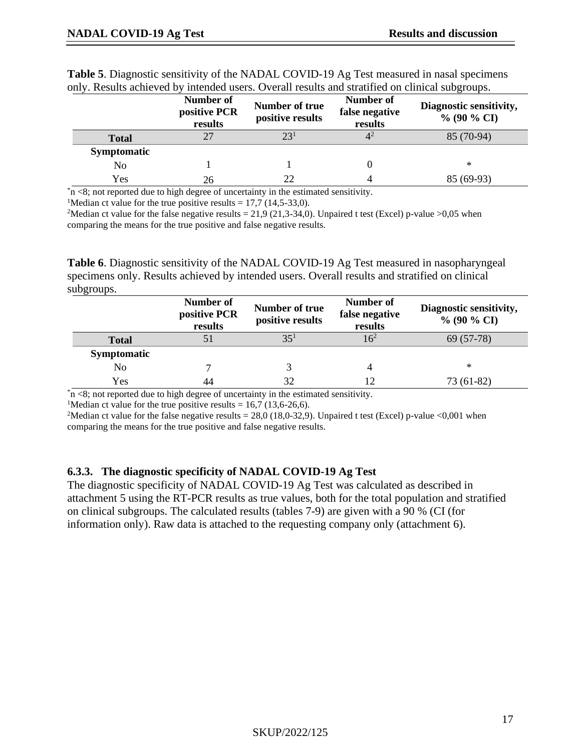**Table 5**. Diagnostic sensitivity of the NADAL COVID-19 Ag Test measured in nasal specimens only. Results achieved by intended users. Overall results and stratified on clinical subgroups.

| | Number of positive PCR results | Number of true positive results | Number of false negative results | Diagnostic sensitivity, % (90 % CI) |
|---|---|---|---|---|
| **Total** | 27 | 23[1] | 4[2] | 85 (70-94) |
| **Symptomatic** | | | | |
| No | 1 | 1 | 0 | * |
| Yes | 26 | 22 | 4 | 85 (69-93) |

*n <8; not reported due to high degree of uncertainty in the estimated sensitivity.
[1]Median ct value for the true positive results = 17,7 (14,5-33,0).
[2]Median ct value for the false negative results = 21,9 (21,3-34,0). Unpaired t test (Excel) p-value >0,05 when comparing the means for the true positive and false negative results.

**Table 6**. Diagnostic sensitivity of the NADAL COVID-19 Ag Test measured in nasopharyngeal specimens only. Results achieved by intended users. Overall results and stratified on clinical subgroups.

| | Number of positive PCR results | Number of true positive results | Number of false negative results | Diagnostic sensitivity, % (90 % CI) |
|---|---|---|---|---|
| **Total** | 51 | 35[1] | 16[2] | 69 (57-78) |
| **Symptomatic** | | | | |
| No | 7 | 3 | 4 | * |
| Yes | 44 | 32 | 12 | 73 (61-82) |

*n <8; not reported due to high degree of uncertainty in the estimated sensitivity.
[1]Median ct value for the true positive results = 16,7 (13,6-26,6).
[2]Median ct value for the false negative results = 28,0 (18,0-32,9). Unpaired t test (Excel) p-value <0,001 when comparing the means for the true positive and false negative results.

### 6.3.3. The diagnostic specificity of NADAL COVID-19 Ag Test

The diagnostic specificity of NADAL COVID-19 Ag Test was calculated as described in attachment 5 using the RT-PCR results as true values, both for the total population and stratified on clinical subgroups. The calculated results (tables 7-9) are given with a 90 % (CI (for information only). Raw data is attached to the requesting company only (attachment 6).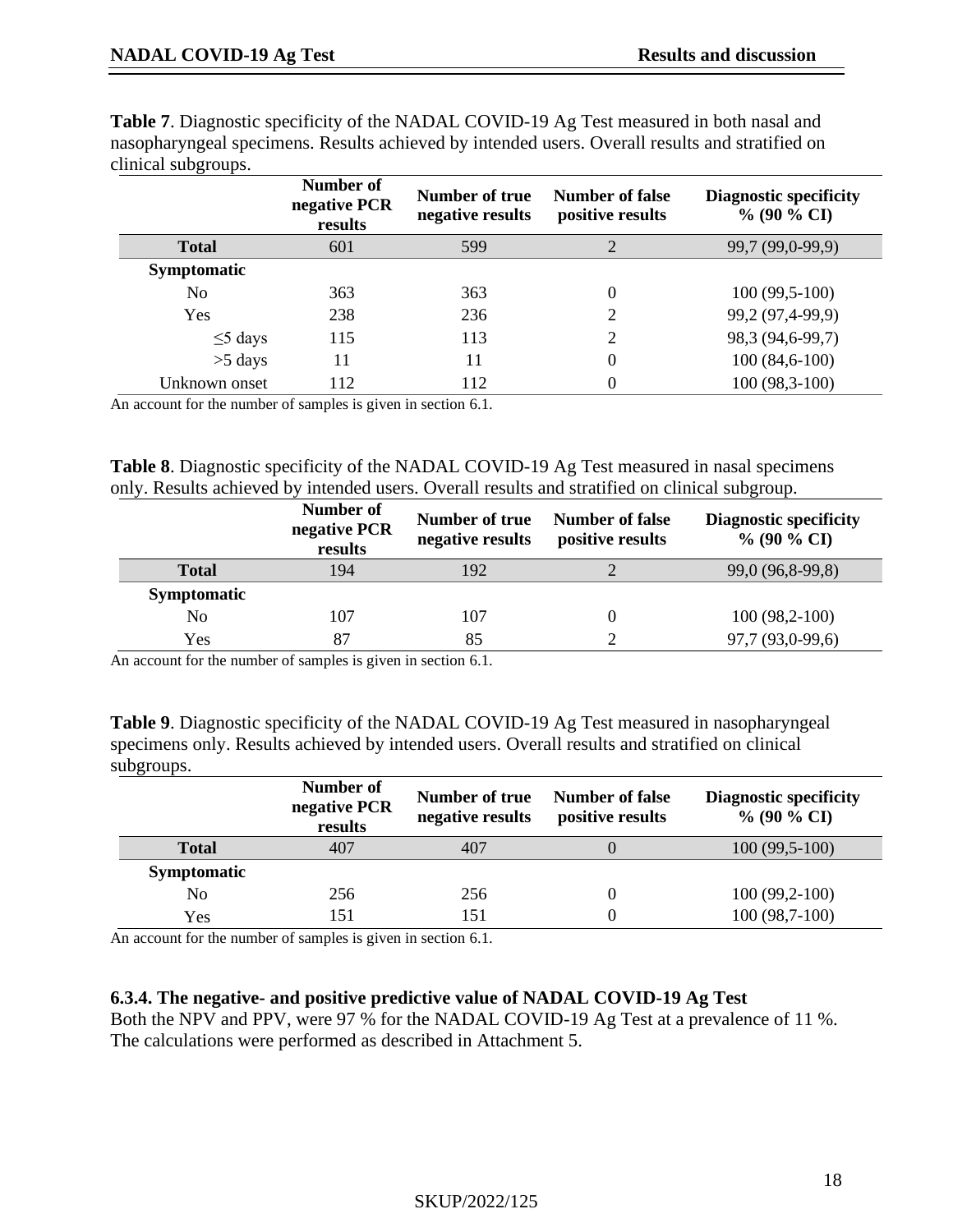**Table 7**. Diagnostic specificity of the NADAL COVID-19 Ag Test measured in both nasal and nasopharyngeal specimens. Results achieved by intended users. Overall results and stratified on clinical subgroups.

| | Number of negative PCR results | Number of true negative results | Number of false positive results | Diagnostic specificity % (90 % CI) |
|---|---|---|---|---|
| **Total** | 601 | 599 | 2 | 99,7 (99,0-99,9) |
| **Symptomatic** | | | | |
| No | 363 | 363 | 0 | 100 (99,5-100) |
| Yes | 238 | 236 | 2 | 99,2 (97,4-99,9) |
| ≤5 days | 115 | 113 | 2 | 98,3 (94,6-99,7) |
| >5 days | 11 | 11 | 0 | 100 (84,6-100) |
| Unknown onset | 112 | 112 | 0 | 100 (98,3-100) |

An account for the number of samples is given in section 6.1.

**Table 8**. Diagnostic specificity of the NADAL COVID-19 Ag Test measured in nasal specimens only. Results achieved by intended users. Overall results and stratified on clinical subgroup.

| | Number of negative PCR results | Number of true negative results | Number of false positive results | Diagnostic specificity % (90 % CI) |
|---|---|---|---|---|
| **Total** | 194 | 192 | 2 | 99,0 (96,8-99,8) |
| **Symptomatic** | | | | |
| No | 107 | 107 | 0 | 100 (98,2-100) |
| Yes | 87 | 85 | 2 | 97,7 (93,0-99,6) |

An account for the number of samples is given in section 6.1.

**Table 9**. Diagnostic specificity of the NADAL COVID-19 Ag Test measured in nasopharyngeal specimens only. Results achieved by intended users. Overall results and stratified on clinical subgroups.

| | Number of negative PCR results | Number of true negative results | Number of false positive results | Diagnostic specificity % (90 % CI) |
|---|---|---|---|---|
| **Total** | 407 | 407 | 0 | 100 (99,5-100) |
| **Symptomatic** | | | | |
| No | 256 | 256 | 0 | 100 (99,2-100) |
| Yes | 151 | 151 | 0 | 100 (98,7-100) |

An account for the number of samples is given in section 6.1.

### 6.3.4. The negative- and positive predictive value of NADAL COVID-19 Ag Test

Both the NPV and PPV, were 97 % for the NADAL COVID-19 Ag Test at a prevalence of 11 %. The calculations were performed as described in Attachment 5.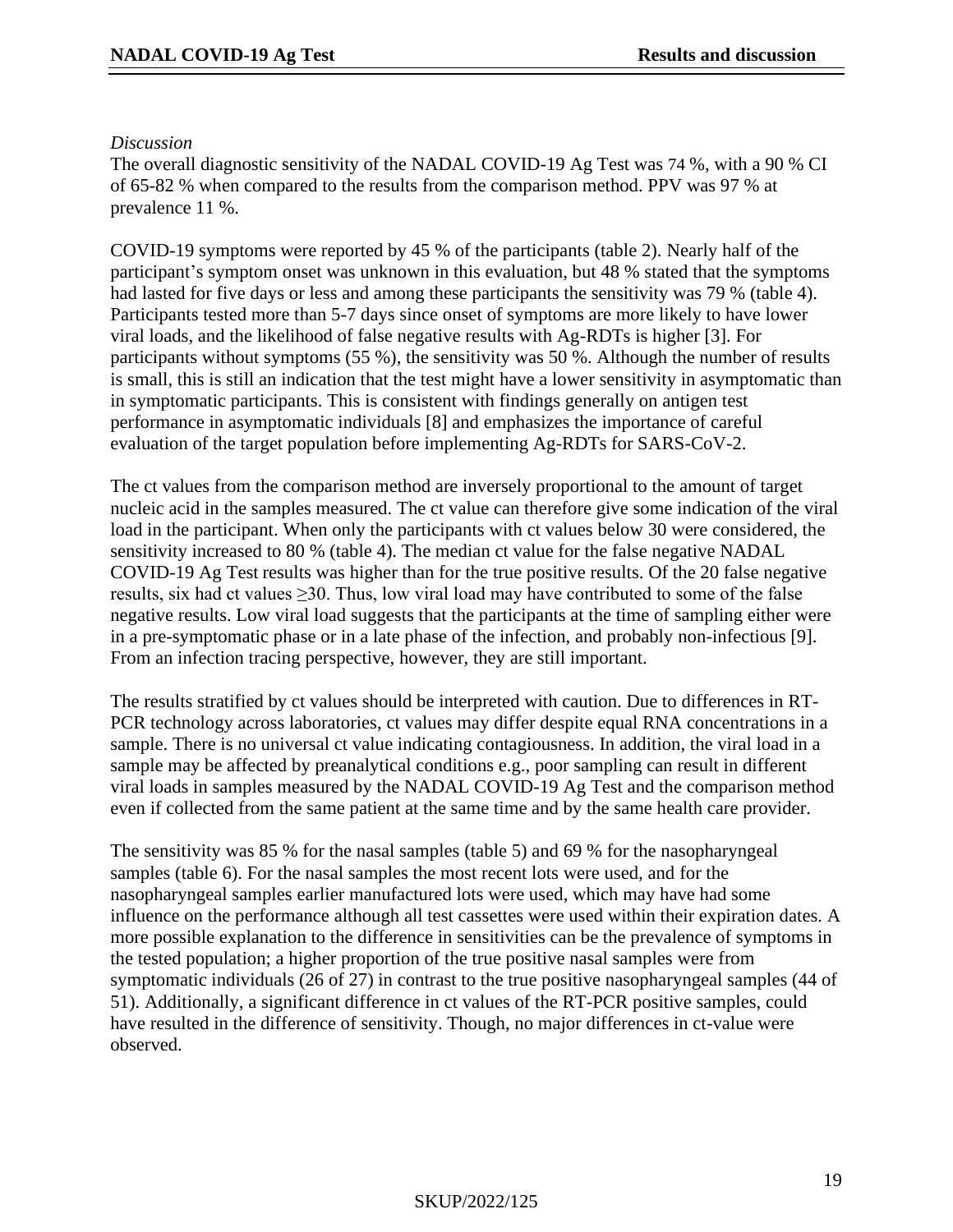*Discussion*

The overall diagnostic sensitivity of the NADAL COVID-19 Ag Test was 74 %, with a 90 % CI of 65-82 % when compared to the results from the comparison method. PPV was 97 % at prevalence 11 %.

COVID-19 symptoms were reported by 45 % of the participants (table 2). Nearly half of the participant's symptom onset was unknown in this evaluation, but 48 % stated that the symptoms had lasted for five days or less and among these participants the sensitivity was 79 % (table 4). Participants tested more than 5-7 days since onset of symptoms are more likely to have lower viral loads, and the likelihood of false negative results with Ag-RDTs is higher [3]. For participants without symptoms (55 %), the sensitivity was 50 %. Although the number of results is small, this is still an indication that the test might have a lower sensitivity in asymptomatic than in symptomatic participants. This is consistent with findings generally on antigen test performance in asymptomatic individuals [8] and emphasizes the importance of careful evaluation of the target population before implementing Ag-RDTs for SARS-CoV-2.

The ct values from the comparison method are inversely proportional to the amount of target nucleic acid in the samples measured. The ct value can therefore give some indication of the viral load in the participant. When only the participants with ct values below 30 were considered, the sensitivity increased to 80 % (table 4). The median ct value for the false negative NADAL COVID-19 Ag Test results was higher than for the true positive results. Of the 20 false negative results, six had ct values ≥30. Thus, low viral load may have contributed to some of the false negative results. Low viral load suggests that the participants at the time of sampling either were in a pre-symptomatic phase or in a late phase of the infection, and probably non-infectious [9]. From an infection tracing perspective, however, they are still important.

The results stratified by ct values should be interpreted with caution. Due to differences in RT-PCR technology across laboratories, ct values may differ despite equal RNA concentrations in a sample. There is no universal ct value indicating contagiousness. In addition, the viral load in a sample may be affected by preanalytical conditions e.g., poor sampling can result in different viral loads in samples measured by the NADAL COVID-19 Ag Test and the comparison method even if collected from the same patient at the same time and by the same health care provider.

The sensitivity was 85 % for the nasal samples (table 5) and 69 % for the nasopharyngeal samples (table 6). For the nasal samples the most recent lots were used, and for the nasopharyngeal samples earlier manufactured lots were used, which may have had some influence on the performance although all test cassettes were used within their expiration dates. A more possible explanation to the difference in sensitivities can be the prevalence of symptoms in the tested population; a higher proportion of the true positive nasal samples were from symptomatic individuals (26 of 27) in contrast to the true positive nasopharyngeal samples (44 of 51). Additionally, a significant difference in ct values of the RT-PCR positive samples, could have resulted in the difference of sensitivity. Though, no major differences in ct-value were observed.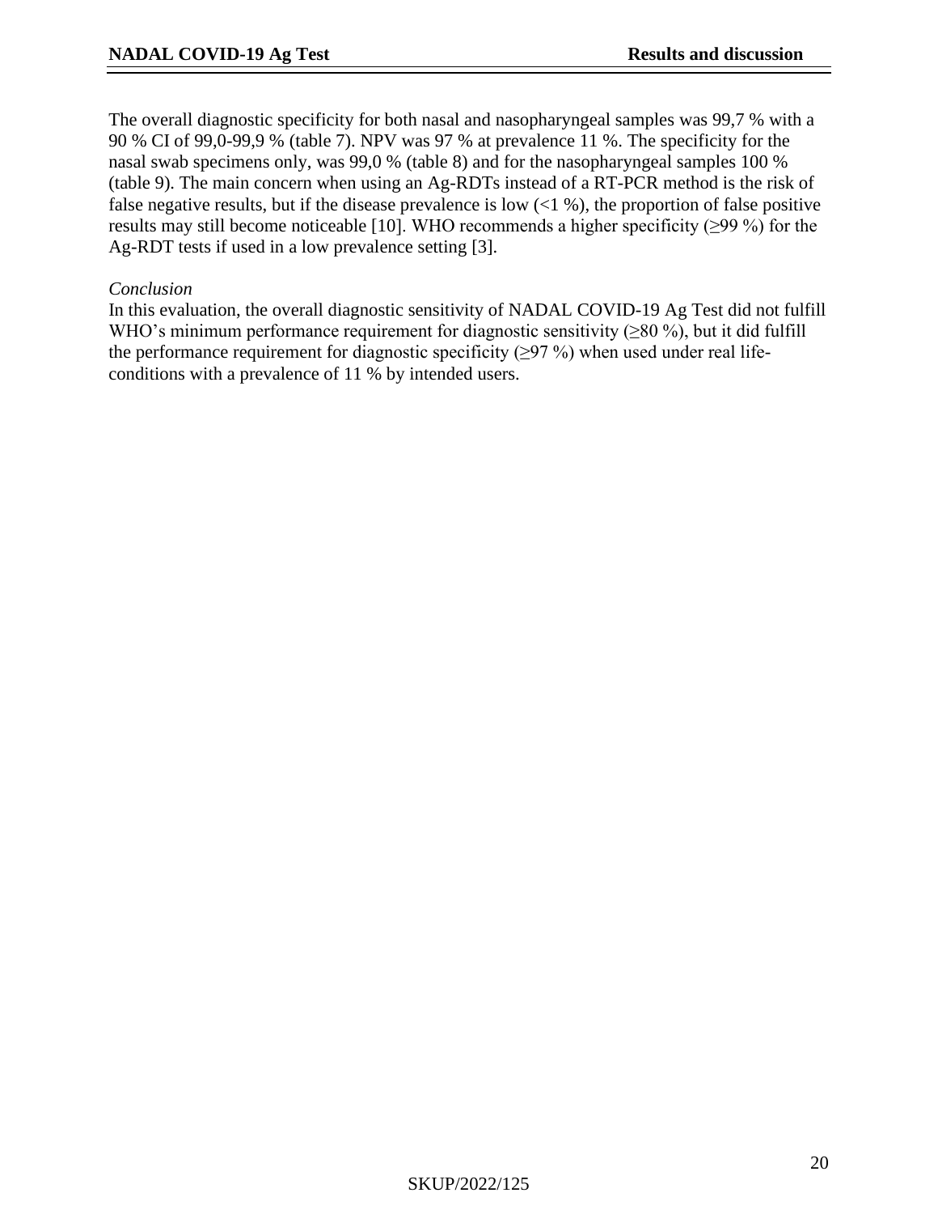The overall diagnostic specificity for both nasal and nasopharyngeal samples was 99,7 % with a 90 % CI of 99,0-99,9 % (table 7). NPV was 97 % at prevalence 11 %. The specificity for the nasal swab specimens only, was 99,0 % (table 8) and for the nasopharyngeal samples 100 % (table 9). The main concern when using an Ag-RDTs instead of a RT-PCR method is the risk of false negative results, but if the disease prevalence is low (<1 %), the proportion of false positive results may still become noticeable [10]. WHO recommends a higher specificity (≥99 %) for the Ag-RDT tests if used in a low prevalence setting [3].

*Conclusion*

In this evaluation, the overall diagnostic sensitivity of NADAL COVID-19 Ag Test did not fulfill WHO's minimum performance requirement for diagnostic sensitivity (≥80 %), but it did fulfill the performance requirement for diagnostic specificity (≥97 %) when used under real life-conditions with a prevalence of 11 % by intended users.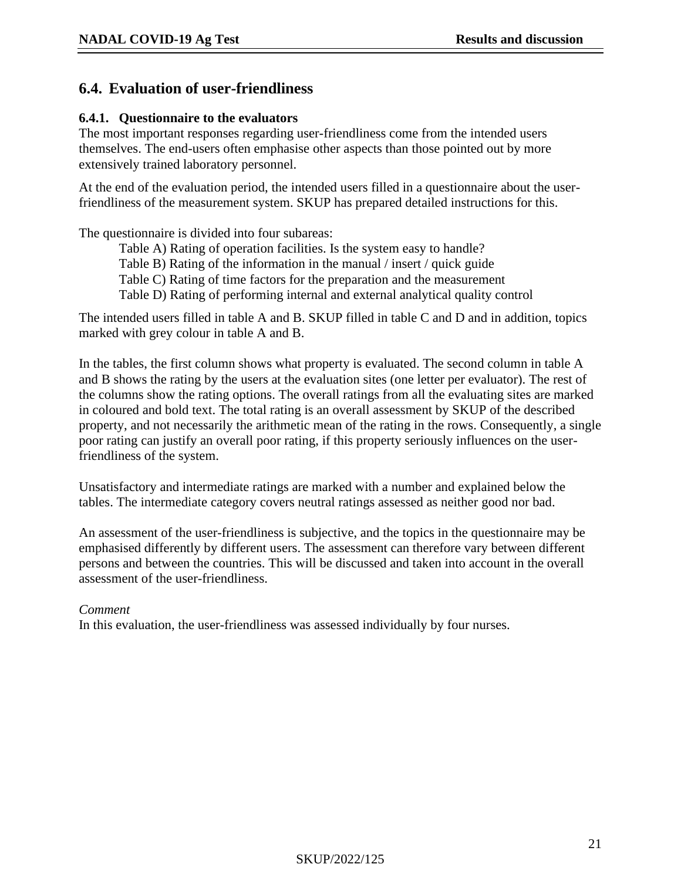## 6.4. Evaluation of user-friendliness

### 6.4.1. Questionnaire to the evaluators

The most important responses regarding user-friendliness come from the intended users themselves. The end-users often emphasise other aspects than those pointed out by more extensively trained laboratory personnel.

At the end of the evaluation period, the intended users filled in a questionnaire about the user-friendliness of the measurement system. SKUP has prepared detailed instructions for this.

The questionnaire is divided into four subareas:

- Table A) Rating of operation facilities. Is the system easy to handle?
- Table B) Rating of the information in the manual / insert / quick guide
- Table C) Rating of time factors for the preparation and the measurement
- Table D) Rating of performing internal and external analytical quality control

The intended users filled in table A and B. SKUP filled in table C and D and in addition, topics marked with grey colour in table A and B.

In the tables, the first column shows what property is evaluated. The second column in table A and B shows the rating by the users at the evaluation sites (one letter per evaluator). The rest of the columns show the rating options. The overall ratings from all the evaluating sites are marked in coloured and bold text. The total rating is an overall assessment by SKUP of the described property, and not necessarily the arithmetic mean of the rating in the rows. Consequently, a single poor rating can justify an overall poor rating, if this property seriously influences on the user-friendliness of the system.

Unsatisfactory and intermediate ratings are marked with a number and explained below the tables. The intermediate category covers neutral ratings assessed as neither good nor bad.

An assessment of the user-friendliness is subjective, and the topics in the questionnaire may be emphasised differently by different users. The assessment can therefore vary between different persons and between the countries. This will be discussed and taken into account in the overall assessment of the user-friendliness.

*Comment*

In this evaluation, the user-friendliness was assessed individually by four nurses.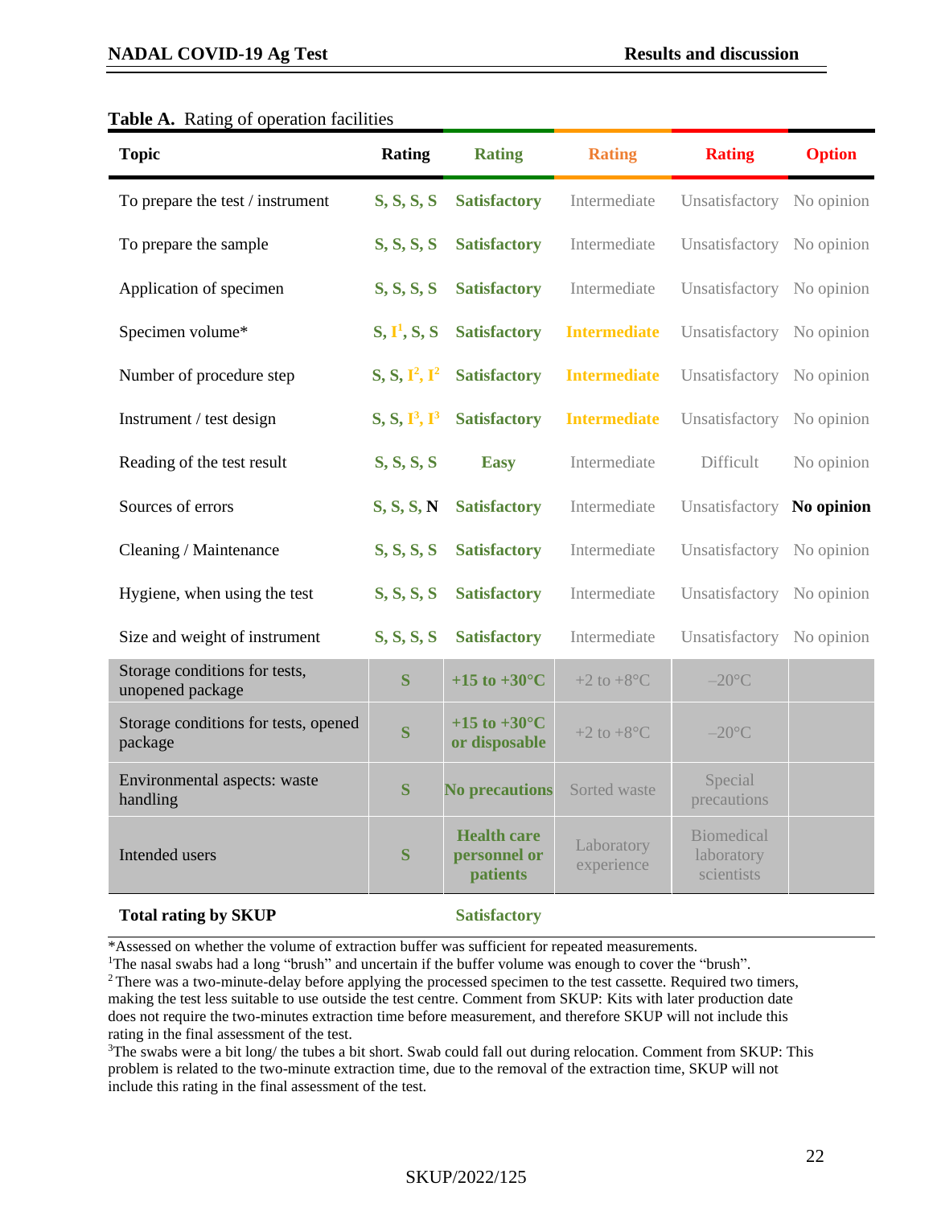**Table A.** Rating of operation facilities

| Topic | Rating | Rating | Rating | Rating | Option |
|---|---|---|---|---|---|
| To prepare the test / instrument | S, S, S, S | **Satisfactory** | Intermediate | Unsatisfactory | No opinion |
| To prepare the sample | S, S, S, S | **Satisfactory** | Intermediate | Unsatisfactory | No opinion |
| Application of specimen | S, S, S, S | **Satisfactory** | Intermediate | Unsatisfactory | No opinion |
| Specimen volume* | S, I[1], S, S | **Satisfactory** | **Intermediate** | Unsatisfactory | No opinion |
| Number of procedure step | S, S, I[2], I[2] | **Satisfactory** | **Intermediate** | Unsatisfactory | No opinion |
| Instrument / test design | S, S, I[3], I[3] | **Satisfactory** | **Intermediate** | Unsatisfactory | No opinion |
| Reading of the test result | S, S, S, S | **Easy** | Intermediate | Difficult | No opinion |
| Sources of errors | S, S, S, N | **Satisfactory** | Intermediate | Unsatisfactory | **No opinion** |
| Cleaning / Maintenance | S, S, S, S | **Satisfactory** | Intermediate | Unsatisfactory | No opinion |
| Hygiene, when using the test | S, S, S, S | **Satisfactory** | Intermediate | Unsatisfactory | No opinion |
| Size and weight of instrument | S, S, S, S | **Satisfactory** | Intermediate | Unsatisfactory | No opinion |
| Storage conditions for tests, unopened package | S | **+15 to +30°C** | +2 to +8°C | –20°C | |
| Storage conditions for tests, opened package | S | **+15 to +30°C or disposable** | +2 to +8°C | –20°C | |
| Environmental aspects: waste handling | S | **No precautions** | Sorted waste | Special precautions | |
| Intended users | S | **Health care personnel or patients** | Laboratory experience | Biomedical laboratory scientists | |
| **Total rating by SKUP** | | **Satisfactory** | | | |

*Assessed on whether the volume of extraction buffer was sufficient for repeated measurements.

[1]The nasal swabs had a long "brush" and uncertain if the buffer volume was enough to cover the "brush".

[2] There was a two-minute-delay before applying the processed specimen to the test cassette. Required two timers, making the test less suitable to use outside the test centre. Comment from SKUP: Kits with later production date does not require the two-minutes extraction time before measurement, and therefore SKUP will not include this rating in the final assessment of the test.

[3]The swabs were a bit long/ the tubes a bit short. Swab could fall out during relocation. Comment from SKUP: This problem is related to the two-minute extraction time, due to the removal of the extraction time, SKUP will not include this rating in the final assessment of the test.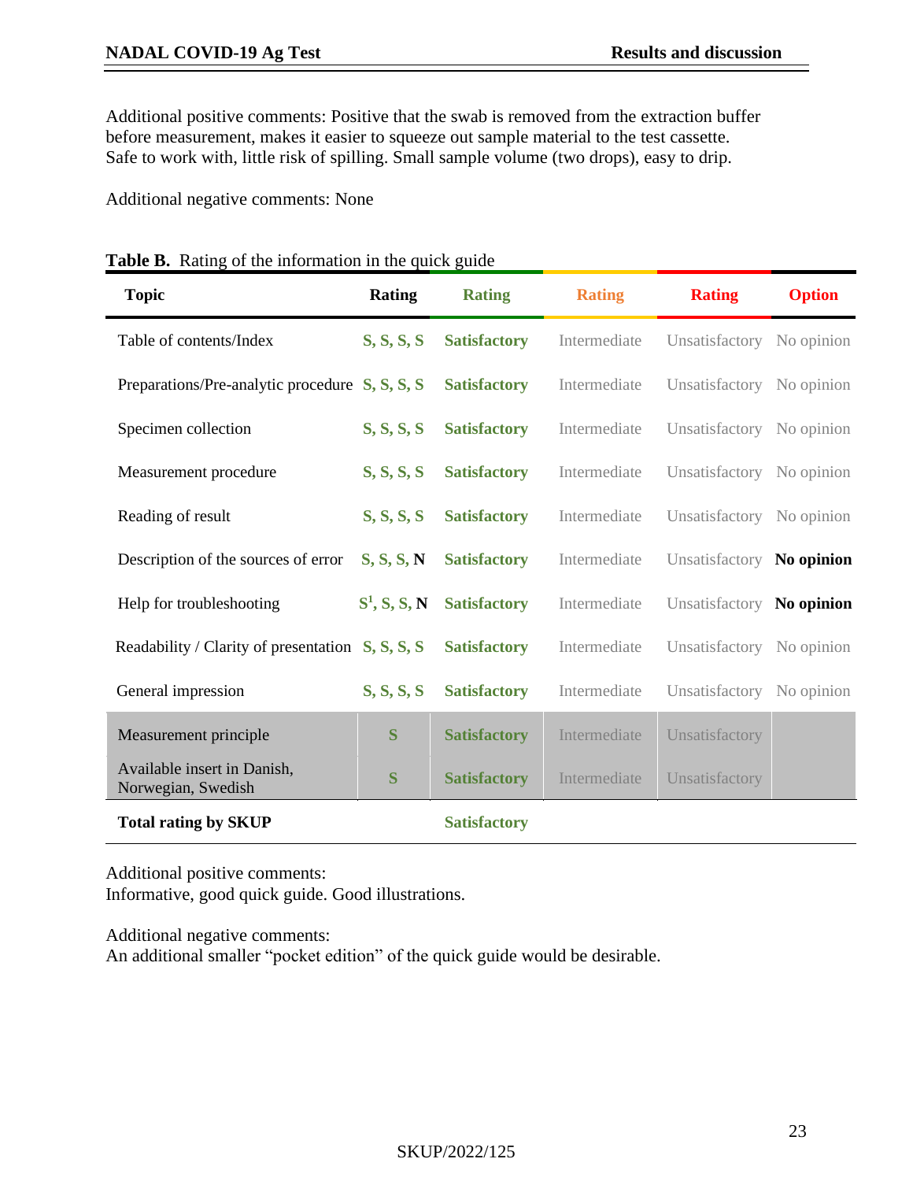Additional positive comments: Positive that the swab is removed from the extraction buffer before measurement, makes it easier to squeeze out sample material to the test cassette. Safe to work with, little risk of spilling. Small sample volume (two drops), easy to drip.

Additional negative comments: None

**Table B.** Rating of the information in the quick guide

| Topic | Rating | Rating | Rating | Rating | Option |
|---|---|---|---|---|---|
| Table of contents/Index | S, S, S, S | **Satisfactory** | Intermediate | Unsatisfactory | No opinion |
| Preparations/Pre-analytic procedure | S, S, S, S | **Satisfactory** | Intermediate | Unsatisfactory | No opinion |
| Specimen collection | S, S, S, S | **Satisfactory** | Intermediate | Unsatisfactory | No opinion |
| Measurement procedure | S, S, S, S | **Satisfactory** | Intermediate | Unsatisfactory | No opinion |
| Reading of result | S, S, S, S | **Satisfactory** | Intermediate | Unsatisfactory | No opinion |
| Description of the sources of error | S, S, S, N | **Satisfactory** | Intermediate | Unsatisfactory | **No opinion** |
| Help for troubleshooting | S[1], S, S, N | **Satisfactory** | Intermediate | Unsatisfactory | **No opinion** |
| Readability / Clarity of presentation | S, S, S, S | **Satisfactory** | Intermediate | Unsatisfactory | No opinion |
| General impression | S, S, S, S | **Satisfactory** | Intermediate | Unsatisfactory | No opinion |
| Measurement principle | S | **Satisfactory** | Intermediate | Unsatisfactory | |
| Available insert in Danish, Norwegian, Swedish | S | **Satisfactory** | Intermediate | Unsatisfactory | |
| **Total rating by SKUP** | | **Satisfactory** | | | |

Additional positive comments:
Informative, good quick guide. Good illustrations.

Additional negative comments:
An additional smaller "pocket edition" of the quick guide would be desirable.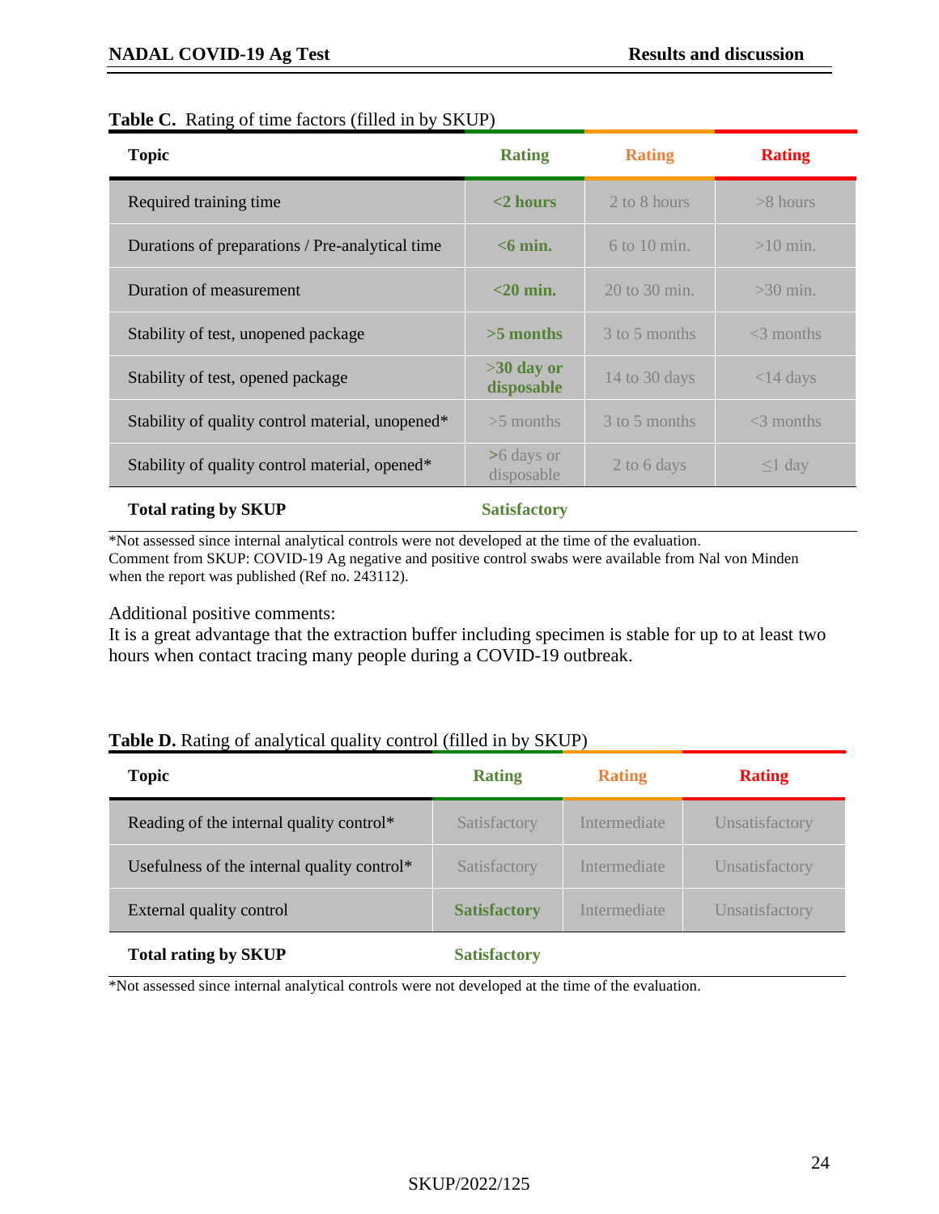**Table C.** Rating of time factors (filled in by SKUP)

| Topic | Rating | Rating | Rating |
|---|---|---|---|
| Required training time | **<2 hours** | 2 to 8 hours | >8 hours |
| Durations of preparations / Pre-analytical time | **<6 min.** | 6 to 10 min. | >10 min. |
| Duration of measurement | **<20 min.** | 20 to 30 min. | >30 min. |
| Stability of test, unopened package | **>5 months** | 3 to 5 months | <3 months |
| Stability of test, opened package | **>30 day or disposable** | 14 to 30 days | <14 days |
| Stability of quality control material, unopened* | >5 months | 3 to 5 months | <3 months |
| Stability of quality control material, opened* | >6 days or disposable | 2 to 6 days | ≤1 day |
| **Total rating by SKUP** | **Satisfactory** | | |

*Not assessed since internal analytical controls were not developed at the time of the evaluation.
Comment from SKUP: COVID-19 Ag negative and positive control swabs were available from Nal von Minden when the report was published (Ref no. 243112).

Additional positive comments:
It is a great advantage that the extraction buffer including specimen is stable for up to at least two hours when contact tracing many people during a COVID-19 outbreak.

**Table D.** Rating of analytical quality control (filled in by SKUP)

| Topic | Rating | Rating | Rating |
|---|---|---|---|
| Reading of the internal quality control* | Satisfactory | Intermediate | Unsatisfactory |
| Usefulness of the internal quality control* | Satisfactory | Intermediate | Unsatisfactory |
| External quality control | **Satisfactory** | Intermediate | Unsatisfactory |
| **Total rating by SKUP** | **Satisfactory** | | |

*Not assessed since internal analytical controls were not developed at the time of the evaluation.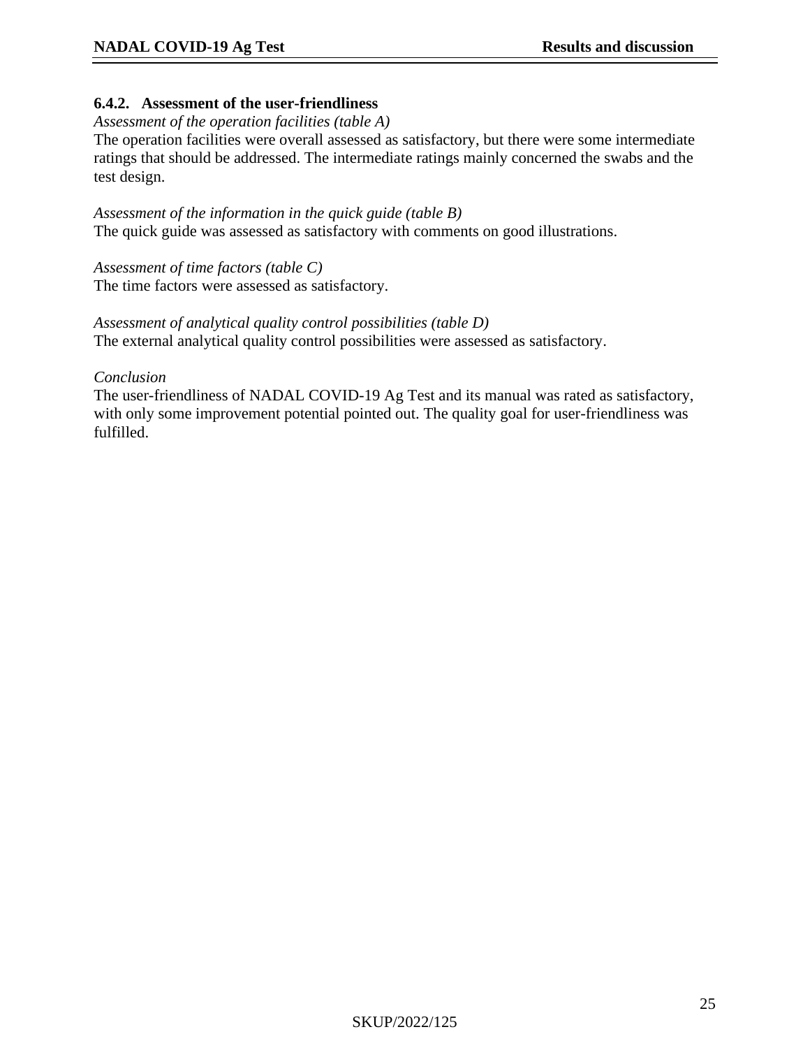### 6.4.2. Assessment of the user-friendliness

*Assessment of the operation facilities (table A)*

The operation facilities were overall assessed as satisfactory, but there were some intermediate ratings that should be addressed. The intermediate ratings mainly concerned the swabs and the test design.

*Assessment of the information in the quick guide (table B)*

The quick guide was assessed as satisfactory with comments on good illustrations.

*Assessment of time factors (table C)*

The time factors were assessed as satisfactory.

*Assessment of analytical quality control possibilities (table D)*

The external analytical quality control possibilities were assessed as satisfactory.

*Conclusion*

The user-friendliness of NADAL COVID-19 Ag Test and its manual was rated as satisfactory, with only some improvement potential pointed out. The quality goal for user-friendliness was fulfilled.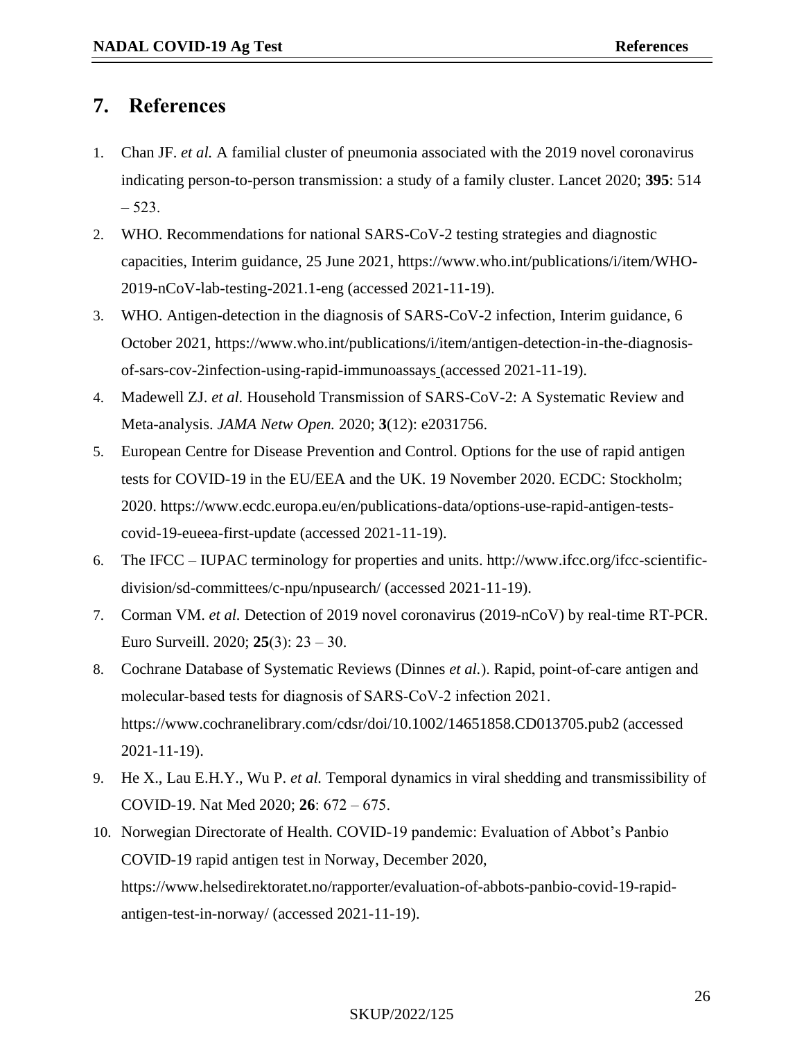## 7. References

1. Chan JF. *et al.* A familial cluster of pneumonia associated with the 2019 novel coronavirus indicating person-to-person transmission: a study of a family cluster. Lancet 2020; **395**: 514 – 523.
2. WHO. Recommendations for national SARS-CoV-2 testing strategies and diagnostic capacities, Interim guidance, 25 June 2021, https://www.who.int/publications/i/item/WHO-2019-nCoV-lab-testing-2021.1-eng (accessed 2021-11-19).
3. WHO. Antigen-detection in the diagnosis of SARS-CoV-2 infection, Interim guidance, 6 October 2021, https://www.who.int/publications/i/item/antigen-detection-in-the-diagnosis-of-sars-cov-2infection-using-rapid-immunoassays (accessed 2021-11-19).
4. Madewell ZJ. *et al.* Household Transmission of SARS-CoV-2: A Systematic Review and Meta-analysis. *JAMA Netw Open.* 2020; **3**(12): e2031756.
5. European Centre for Disease Prevention and Control. Options for the use of rapid antigen tests for COVID-19 in the EU/EEA and the UK. 19 November 2020. ECDC: Stockholm; 2020. https://www.ecdc.europa.eu/en/publications-data/options-use-rapid-antigen-tests-covid-19-eueea-first-update (accessed 2021-11-19).
6. The IFCC – IUPAC terminology for properties and units. http://www.ifcc.org/ifcc-scientific-division/sd-committees/c-npu/npusearch/ (accessed 2021-11-19).
7. Corman VM. *et al.* Detection of 2019 novel coronavirus (2019-nCoV) by real-time RT-PCR. Euro Surveill. 2020; **25**(3): 23 – 30.
8. Cochrane Database of Systematic Reviews (Dinnes *et al.*). Rapid, point-of-care antigen and molecular-based tests for diagnosis of SARS-CoV-2 infection 2021. https://www.cochranelibrary.com/cdsr/doi/10.1002/14651858.CD013705.pub2 (accessed 2021-11-19).
9. He X., Lau E.H.Y., Wu P. *et al.* Temporal dynamics in viral shedding and transmissibility of COVID-19. Nat Med 2020; **26**: 672 – 675.
10. Norwegian Directorate of Health. COVID-19 pandemic: Evaluation of Abbot's Panbio COVID-19 rapid antigen test in Norway, December 2020, https://www.helsedirektoratet.no/rapporter/evaluation-of-abbots-panbio-covid-19-rapid-antigen-test-in-norway/ (accessed 2021-11-19).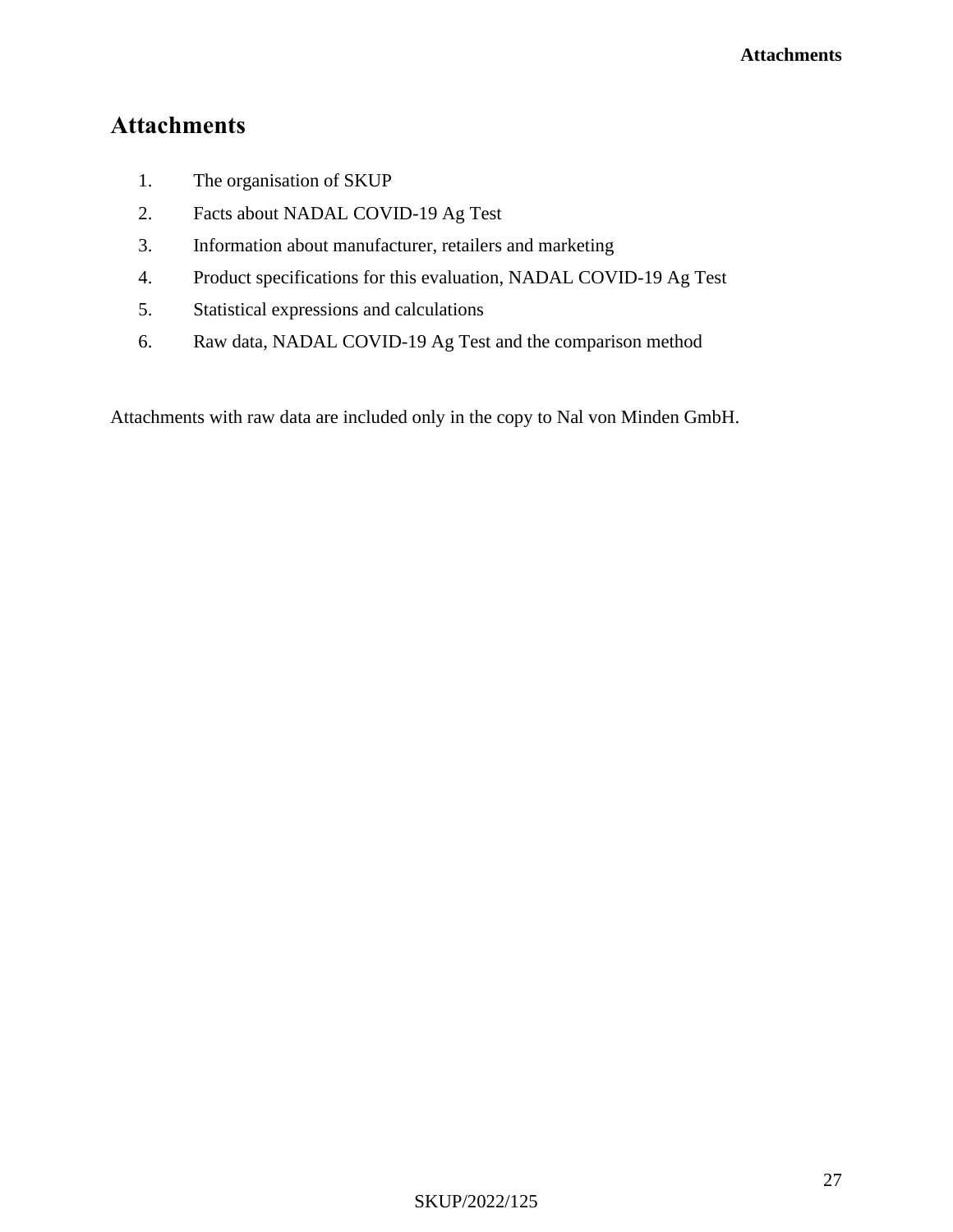# Attachments

1. The organisation of SKUP
2. Facts about NADAL COVID-19 Ag Test
3. Information about manufacturer, retailers and marketing
4. Product specifications for this evaluation, NADAL COVID-19 Ag Test
5. Statistical expressions and calculations
6. Raw data, NADAL COVID-19 Ag Test and the comparison method

Attachments with raw data are included only in the copy to Nal von Minden GmbH.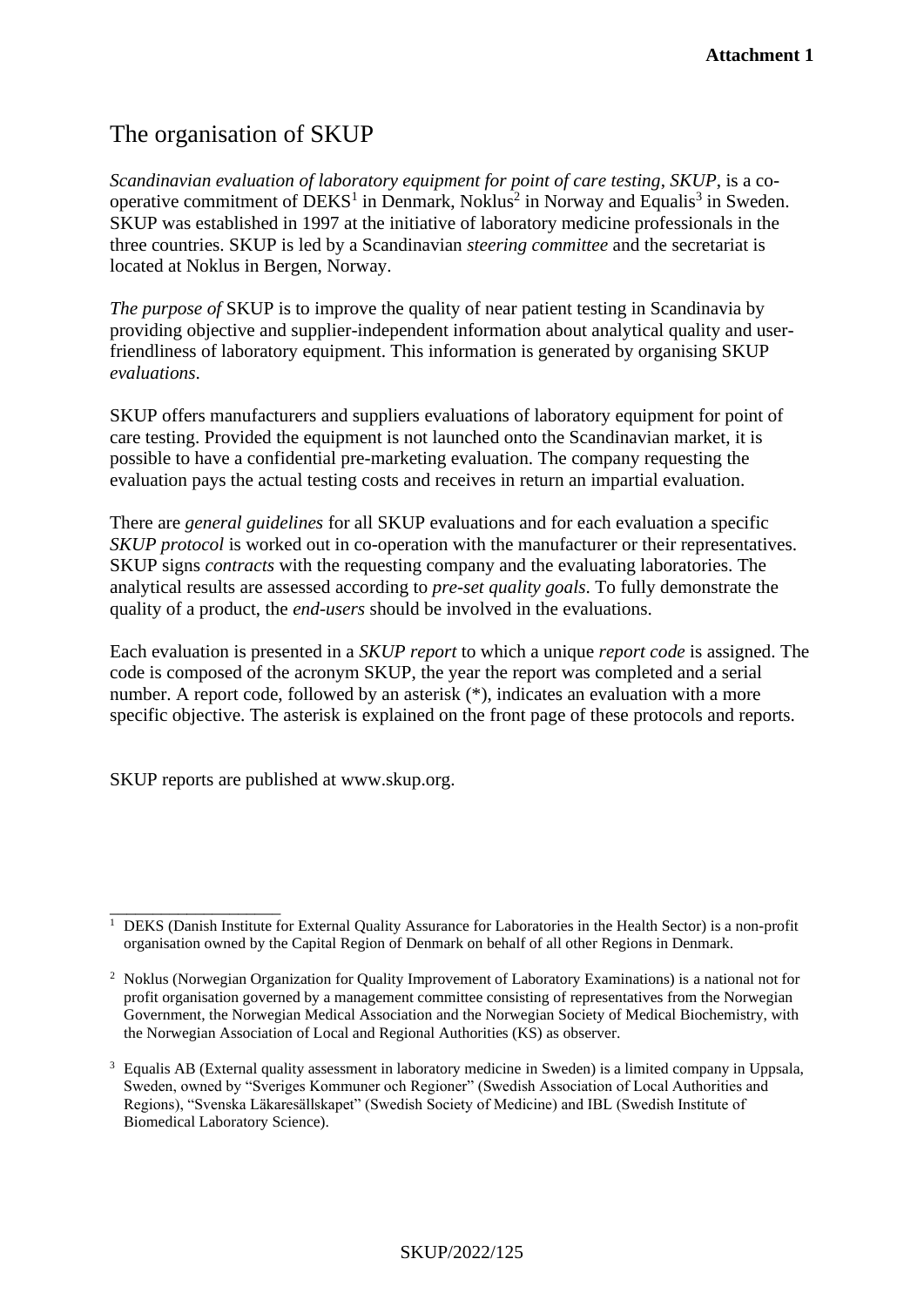**Attachment 1**

# The organisation of SKUP

*Scandinavian evaluation of laboratory equipment for point of care testing*, *SKUP*, is a co-operative commitment of DEKS[1] in Denmark, Noklus[2] in Norway and Equalis[3] in Sweden. SKUP was established in 1997 at the initiative of laboratory medicine professionals in the three countries. SKUP is led by a Scandinavian *steering committee* and the secretariat is located at Noklus in Bergen, Norway.

*The purpose of* SKUP is to improve the quality of near patient testing in Scandinavia by providing objective and supplier-independent information about analytical quality and user-friendliness of laboratory equipment. This information is generated by organising SKUP *evaluations*.

SKUP offers manufacturers and suppliers evaluations of laboratory equipment for point of care testing. Provided the equipment is not launched onto the Scandinavian market, it is possible to have a confidential pre-marketing evaluation. The company requesting the evaluation pays the actual testing costs and receives in return an impartial evaluation.

There are *general guidelines* for all SKUP evaluations and for each evaluation a specific *SKUP protocol* is worked out in co-operation with the manufacturer or their representatives. SKUP signs *contracts* with the requesting company and the evaluating laboratories. The analytical results are assessed according to *pre-set quality goals*. To fully demonstrate the quality of a product, the *end-users* should be involved in the evaluations.

Each evaluation is presented in a *SKUP report* to which a unique *report code* is assigned. The code is composed of the acronym SKUP, the year the report was completed and a serial number. A report code, followed by an asterisk (*), indicates an evaluation with a more specific objective. The asterisk is explained on the front page of these protocols and reports.

SKUP reports are published at www.skup.org.

---

[1] DEKS (Danish Institute for External Quality Assurance for Laboratories in the Health Sector) is a non-profit organisation owned by the Capital Region of Denmark on behalf of all other Regions in Denmark.

[2] Noklus (Norwegian Organization for Quality Improvement of Laboratory Examinations) is a national not for profit organisation governed by a management committee consisting of representatives from the Norwegian Government, the Norwegian Medical Association and the Norwegian Society of Medical Biochemistry, with the Norwegian Association of Local and Regional Authorities (KS) as observer.

[3] Equalis AB (External quality assessment in laboratory medicine in Sweden) is a limited company in Uppsala, Sweden, owned by "Sveriges Kommuner och Regioner" (Swedish Association of Local Authorities and Regions), "Svenska Läkaresällskapet" (Swedish Society of Medicine) and IBL (Swedish Institute of Biomedical Laboratory Science).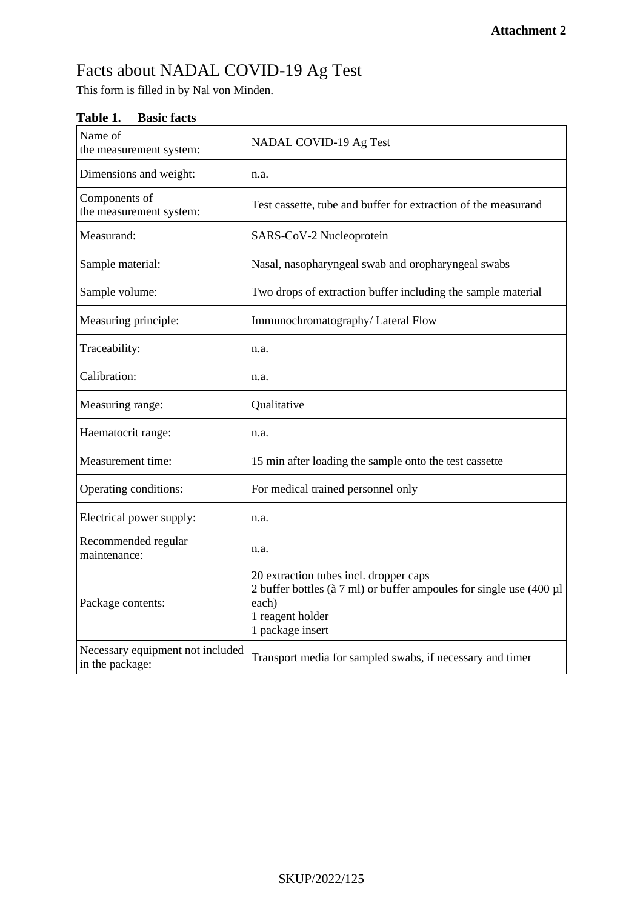**Attachment 2**

# Facts about NADAL COVID-19 Ag Test

This form is filled in by Nal von Minden.

**Table 1. Basic facts**

| | |
|---|---|
| Name of the measurement system: | NADAL COVID-19 Ag Test |
| Dimensions and weight: | n.a. |
| Components of the measurement system: | Test cassette, tube and buffer for extraction of the measurand |
| Measurand: | SARS-CoV-2 Nucleoprotein |
| Sample material: | Nasal, nasopharyngeal swab and oropharyngeal swabs |
| Sample volume: | Two drops of extraction buffer including the sample material |
| Measuring principle: | Immunochromatography/ Lateral Flow |
| Traceability: | n.a. |
| Calibration: | n.a. |
| Measuring range: | Qualitative |
| Haematocrit range: | n.a. |
| Measurement time: | 15 min after loading the sample onto the test cassette |
| Operating conditions: | For medical trained personnel only |
| Electrical power supply: | n.a. |
| Recommended regular maintenance: | n.a. |
| Package contents: | 20 extraction tubes incl. dropper caps<br>2 buffer bottles (à 7 ml) or buffer ampoules for single use (400 µl each)<br>1 reagent holder<br>1 package insert |
| Necessary equipment not included in the package: | Transport media for sampled swabs, if necessary and timer |

SKUP/2022/125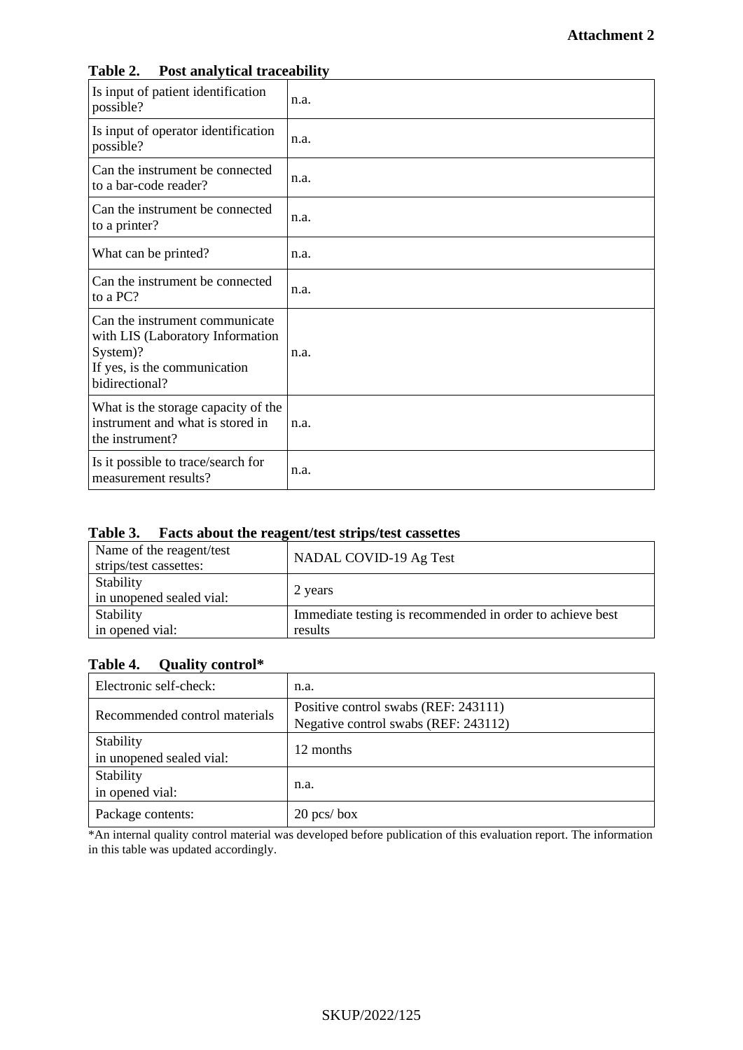**Attachment 2**

**Table 2. Post analytical traceability**

| | |
|---|---|
| Is input of patient identification possible? | n.a. |
| Is input of operator identification possible? | n.a. |
| Can the instrument be connected to a bar-code reader? | n.a. |
| Can the instrument be connected to a printer? | n.a. |
| What can be printed? | n.a. |
| Can the instrument be connected to a PC? | n.a. |
| Can the instrument communicate with LIS (Laboratory Information System)?<br>If yes, is the communication bidirectional? | n.a. |
| What is the storage capacity of the instrument and what is stored in the instrument? | n.a. |
| Is it possible to trace/search for measurement results? | n.a. |

**Table 3. Facts about the reagent/test strips/test cassettes**

| | |
|---|---|
| Name of the reagent/test strips/test cassettes: | NADAL COVID-19 Ag Test |
| Stability in unopened sealed vial: | 2 years |
| Stability in opened vial: | Immediate testing is recommended in order to achieve best results |

**Table 4. Quality control***

| | |
|---|---|
| Electronic self-check: | n.a. |
| Recommended control materials | Positive control swabs (REF: 243111)<br>Negative control swabs (REF: 243112) |
| Stability in unopened sealed vial: | 12 months |
| Stability in opened vial: | n.a. |
| Package contents: | 20 pcs/ box |

*An internal quality control material was developed before publication of this evaluation report. The information in this table was updated accordingly.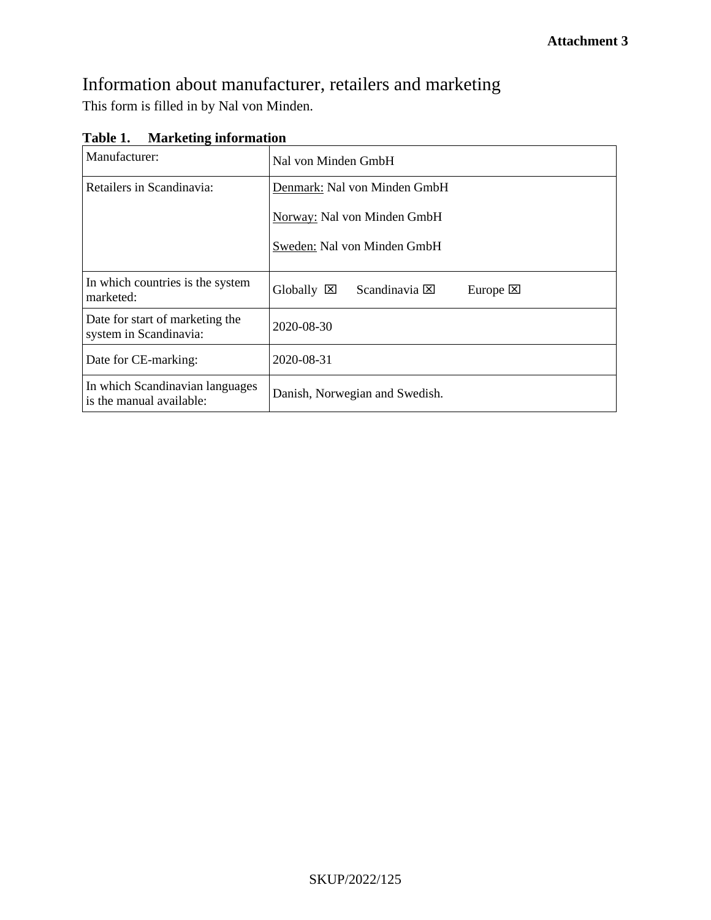**Attachment 3**

# Information about manufacturer, retailers and marketing

This form is filled in by Nal von Minden.

**Table 1. Marketing information**

| | |
|---|---|
| Manufacturer: | Nal von Minden GmbH |
| Retailers in Scandinavia: | <u>Denmark:</u> Nal von Minden GmbH<br><br><u>Norway:</u> Nal von Minden GmbH<br><br><u>Sweden:</u> Nal von Minden GmbH |
| In which countries is the system marketed: | Globally ☒ Scandinavia ☒ Europe ☒ |
| Date for start of marketing the system in Scandinavia: | 2020-08-30 |
| Date for CE-marking: | 2020-08-31 |
| In which Scandinavian languages is the manual available: | Danish, Norwegian and Swedish. |

SKUP/2022/125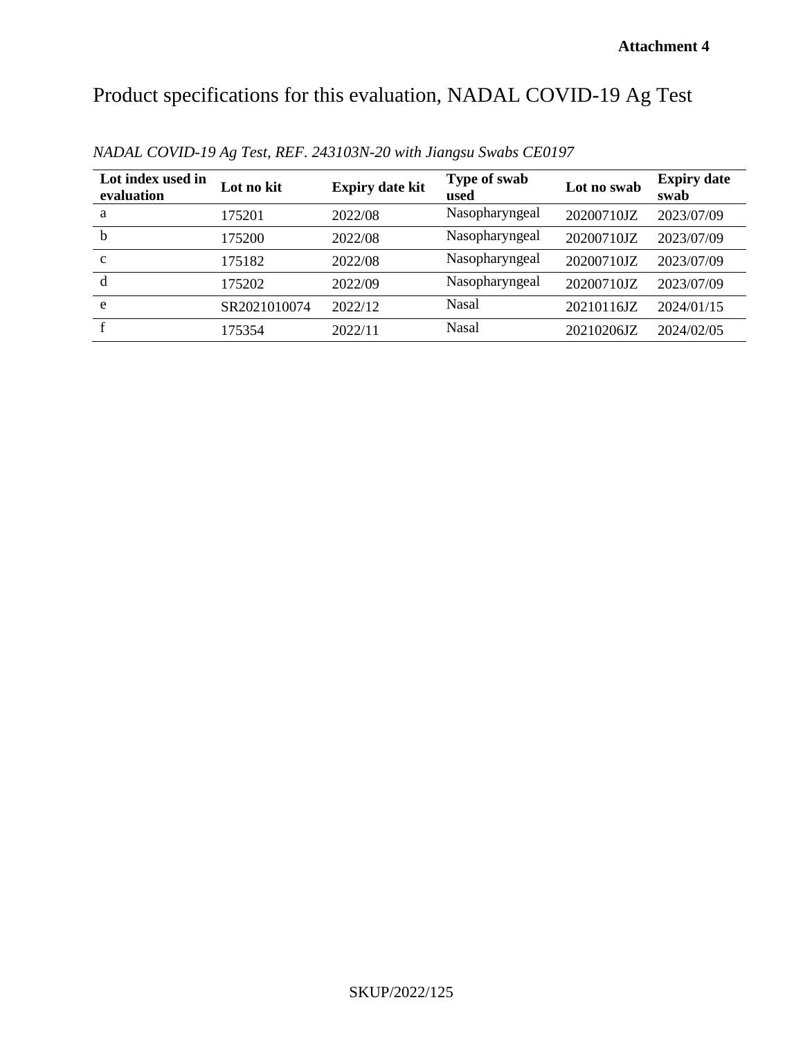**Attachment 4**

# Product specifications for this evaluation, NADAL COVID-19 Ag Test

*NADAL COVID-19 Ag Test, REF. 243103N-20 with Jiangsu Swabs CE0197*

| Lot index used in evaluation | Lot no kit | Expiry date kit | Type of swab used | Lot no swab | Expiry date swab |
|---|---|---|---|---|---|
| a | 175201 | 2022/08 | Nasopharyngeal | 20200710JZ | 2023/07/09 |
| b | 175200 | 2022/08 | Nasopharyngeal | 20200710JZ | 2023/07/09 |
| c | 175182 | 2022/08 | Nasopharyngeal | 20200710JZ | 2023/07/09 |
| d | 175202 | 2022/09 | Nasopharyngeal | 20200710JZ | 2023/07/09 |
| e | SR2021010074 | 2022/12 | Nasal | 20210116JZ | 2024/01/15 |
| f | 175354 | 2022/11 | Nasal | 20210206JZ | 2024/02/05 |

SKUP/2022/125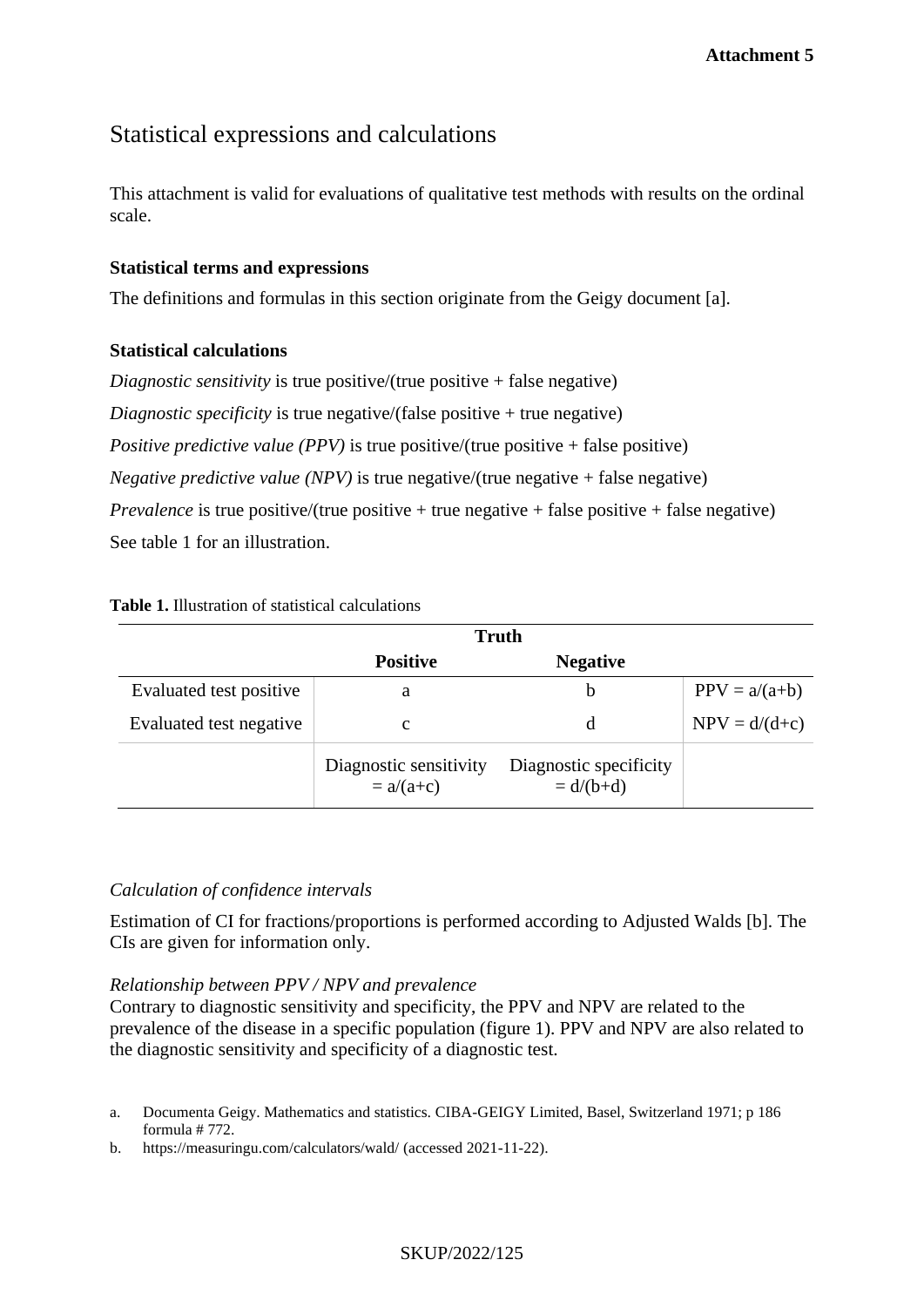**Attachment 5**

# Statistical expressions and calculations

This attachment is valid for evaluations of qualitative test methods with results on the ordinal scale.

### Statistical terms and expressions

The definitions and formulas in this section originate from the Geigy document [a].

### Statistical calculations

*Diagnostic sensitivity* is true positive/(true positive + false negative)

*Diagnostic specificity* is true negative/(false positive + true negative)

*Positive predictive value (PPV)* is true positive/(true positive + false positive)

*Negative predictive value (NPV)* is true negative/(true negative + false negative)

*Prevalence* is true positive/(true positive + true negative + false positive + false negative)

See table 1 for an illustration.

**Table 1.** Illustration of statistical calculations

| | Truth | | |
|---|---|---|---|
| | **Positive** | **Negative** | |
| Evaluated test positive | a | b | PPV = a/(a+b) |
| Evaluated test negative | c | d | NPV = d/(d+c) |
| | Diagnostic sensitivity = a/(a+c) | Diagnostic specificity = d/(b+d) | |

*Calculation of confidence intervals*

Estimation of CI for fractions/proportions is performed according to Adjusted Walds [b]. The CIs are given for information only.

*Relationship between PPV / NPV and prevalence*

Contrary to diagnostic sensitivity and specificity, the PPV and NPV are related to the prevalence of the disease in a specific population (figure 1). PPV and NPV are also related to the diagnostic sensitivity and specificity of a diagnostic test.

a. Documenta Geigy. Mathematics and statistics. CIBA-GEIGY Limited, Basel, Switzerland 1971; p 186 formula # 772.

b. https://measuringu.com/calculators/wald/ (accessed 2021-11-22).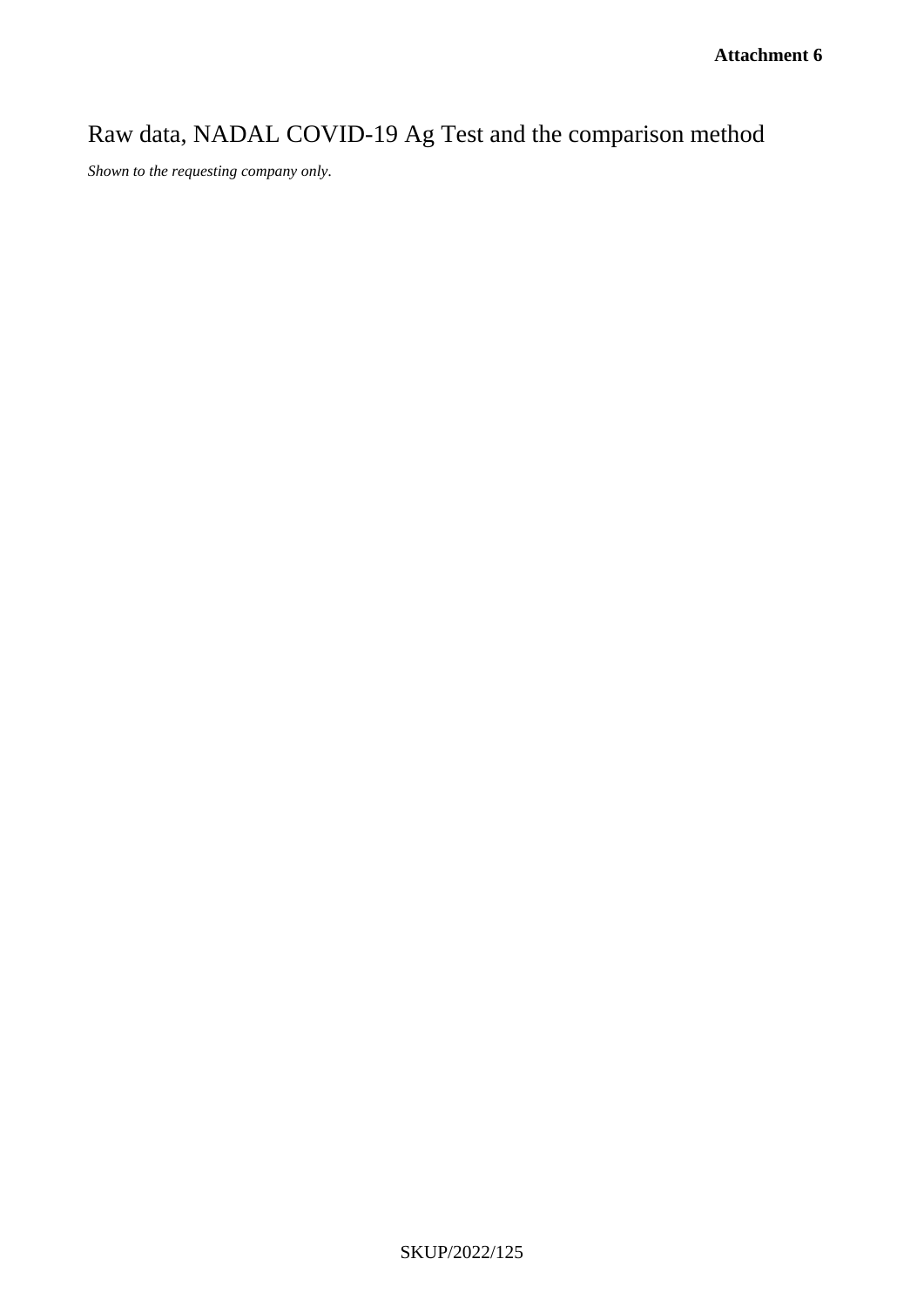**Attachment 6**

# Raw data, NADAL COVID-19 Ag Test and the comparison method

*Shown to the requesting company only.*